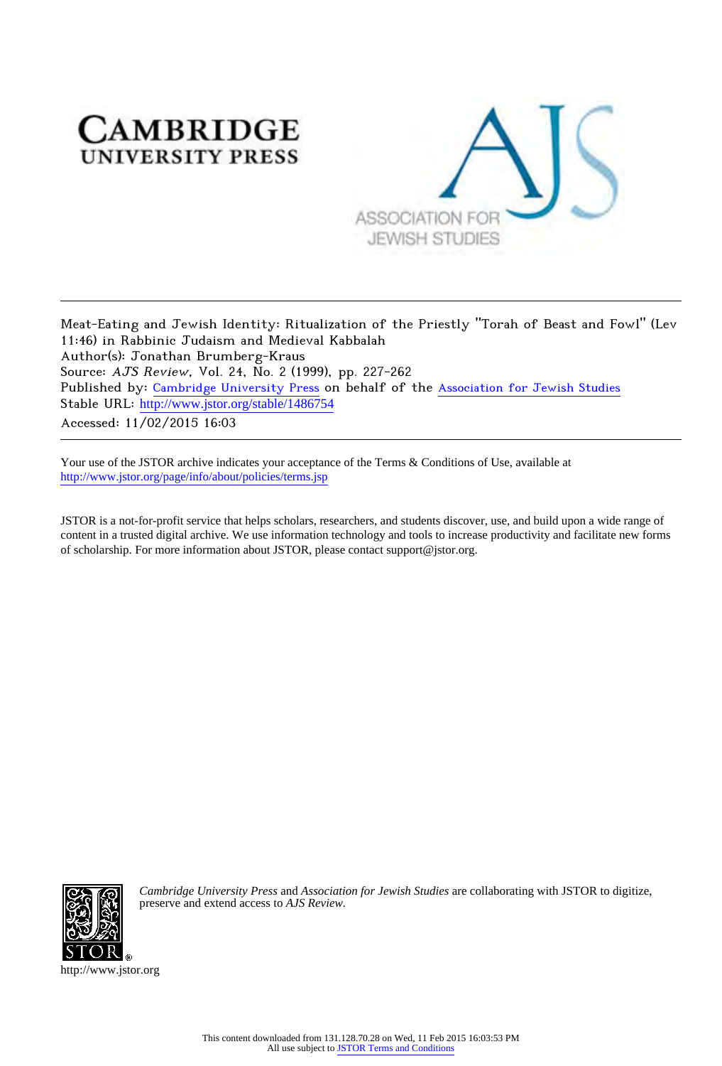Meat-Eating and Jewish Identity: Ritualization of the Priestly "Torah of Beast and Fowl" (Lev 11:46) in Rabbinic Judaism and Medieval Kabbalah
Author(s): Jonathan Brumberg-Kraus
Source: *AJS Review*, Vol. 24, No. 2 (1999), pp. 227-262
Published by: Cambridge University Press on behalf of the Association for Jewish Studies
Stable URL: http://www.jstor.org/stable/1486754
Accessed: 11/02/2015 16:03

Your use of the JSTOR archive indicates your acceptance of the Terms & Conditions of Use, available at http://www.jstor.org/page/info/about/policies/terms.jsp

JSTOR is a not-for-profit service that helps scholars, researchers, and students discover, use, and build upon a wide range of content in a trusted digital archive. We use information technology and tools to increase productivity and facilitate new forms of scholarship. For more information about JSTOR, please contact support@jstor.org.

*Cambridge University Press* and *Association for Jewish Studies* are collaborating with JSTOR to digitize, preserve and extend access to *AJS Review*.

http://www.jstor.org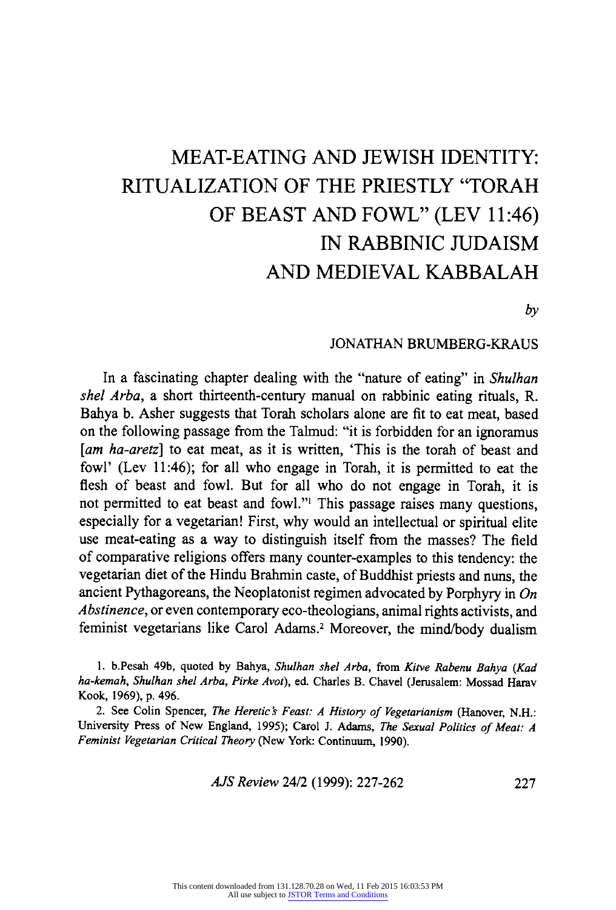# MEAT-EATING AND JEWISH IDENTITY: RITUALIZATION OF THE PRIESTLY "TORAH OF BEAST AND FOWL" (LEV 11:46) IN RABBINIC JUDAISM AND MEDIEVAL KABBALAH

*by*

JONATHAN BRUMBERG-KRAUS

In a fascinating chapter dealing with the "nature of eating" in *Shulhan shel Arba*, a short thirteenth-century manual on rabbinic eating rituals, R. Bahya b. Asher suggests that Torah scholars alone are fit to eat meat, based on the following passage from the Talmud: "it is forbidden for an ignoramus [*am ha-aretz*] to eat meat, as it is written, 'This is the torah of beast and fowl' (Lev 11:46); for all who engage in Torah, it is permitted to eat the flesh of beast and fowl. But for all who do not engage in Torah, it is not permitted to eat beast and fowl."[1] This passage raises many questions, especially for a vegetarian! First, why would an intellectual or spiritual elite use meat-eating as a way to distinguish itself from the masses? The field of comparative religions offers many counter-examples to this tendency: the vegetarian diet of the Hindu Brahmin caste, of Buddhist priests and nuns, the ancient Pythagoreans, the Neoplatonist regimen advocated by Porphyry in *On Abstinence*, or even contemporary eco-theologians, animal rights activists, and feminist vegetarians like Carol Adams.[2] Moreover, the mind/body dualism

1. b.Pesah 49b, quoted by Bahya, *Shulhan shel Arba*, from *Kitve Rabenu Bahya (Kad ha-kemah, Shulhan shel Arba, Pirke Avot)*, ed. Charles B. Chavel (Jerusalem: Mossad Harav Kook, 1969), p. 496.

2. See Colin Spencer, *The Heretic's Feast: A History of Vegetarianism* (Hanover, N.H.: University Press of New England, 1995); Carol J. Adams, *The Sexual Politics of Meat: A Feminist Vegetarian Critical Theory* (New York: Continuum, 1990).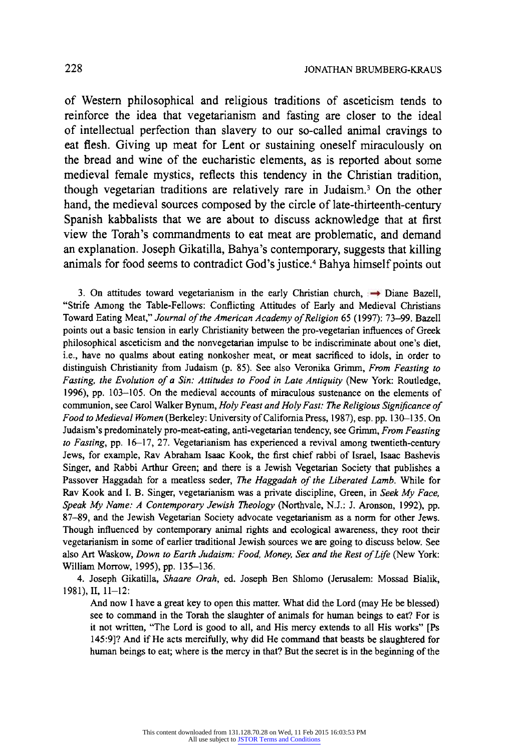of Western philosophical and religious traditions of asceticism tends to reinforce the idea that vegetarianism and fasting are closer to the ideal of intellectual perfection than slavery to our so-called animal cravings to eat flesh. Giving up meat for Lent or sustaining oneself miraculously on the bread and wine of the eucharistic elements, as is reported about some medieval female mystics, reflects this tendency in the Christian tradition, though vegetarian traditions are relatively rare in Judaism.[3] On the other hand, the medieval sources composed by the circle of late-thirteenth-century Spanish kabbalists that we are about to discuss acknowledge that at first view the Torah's commandments to eat meat are problematic, and demand an explanation. Joseph Gikatilla, Bahya's contemporary, suggests that killing animals for food seems to contradict God's justice.[4] Bahya himself points out

3. On attitudes toward vegetarianism in the early Christian church, → Diane Bazell, "Strife Among the Table-Fellows: Conflicting Attitudes of Early and Medieval Christians Toward Eating Meat," *Journal of the American Academy of Religion* 65 (1997): 73–99. Bazell points out a basic tension in early Christianity between the pro-vegetarian influences of Greek philosophical asceticism and the nonvegetarian impulse to be indiscriminate about one's diet, i.e., have no qualms about eating nonkosher meat, or meat sacrificed to idols, in order to distinguish Christianity from Judaism (p. 85). See also Veronika Grimm, *From Feasting to Fasting, the Evolution of a Sin: Attitudes to Food in Late Antiquity* (New York: Routledge, 1996), pp. 103–105. On the medieval accounts of miraculous sustenance on the elements of communion, see Carol Walker Bynum, *Holy Feast and Holy Fast: The Religious Significance of Food to Medieval Women* (Berkeley: University of California Press, 1987), esp. pp. 130–135. On Judaism's predominately pro-meat-eating, anti-vegetarian tendency, see Grimm, *From Feasting to Fasting*, pp. 16–17, 27. Vegetarianism has experienced a revival among twentieth-century Jews, for example, Rav Abraham Isaac Kook, the first chief rabbi of Israel, Isaac Bashevis Singer, and Rabbi Arthur Green; and there is a Jewish Vegetarian Society that publishes a Passover Haggadah for a meatless seder, *The Haggadah of the Liberated Lamb*. While for Rav Kook and I. B. Singer, vegetarianism was a private discipline, Green, in *Seek My Face, Speak My Name: A Contemporary Jewish Theology* (Northvale, N.J.: J. Aronson, 1992), pp. 87–89, and the Jewish Vegetarian Society advocate vegetarianism as a norm for other Jews. Though influenced by contemporary animal rights and ecological awareness, they root their vegetarianism in some of earlier traditional Jewish sources we are going to discuss below. See also Art Waskow, *Down to Earth Judaism: Food, Money, Sex and the Rest of Life* (New York: William Morrow, 1995), pp. 135–136.

4. Joseph Gikatilla, *Shaare Orah*, ed. Joseph Ben Shlomo (Jerusalem: Mossad Bialik, 1981), II, 11–12:

> And now I have a great key to open this matter. What did the Lord (may He be blessed) see to command in the Torah the slaughter of animals for human beings to eat? For is it not written, "The Lord is good to all, and His mercy extends to all His works" [Ps 145:9]? And if He acts mercifully, why did He command that beasts be slaughtered for human beings to eat; where is the mercy in that? But the secret is in the beginning of the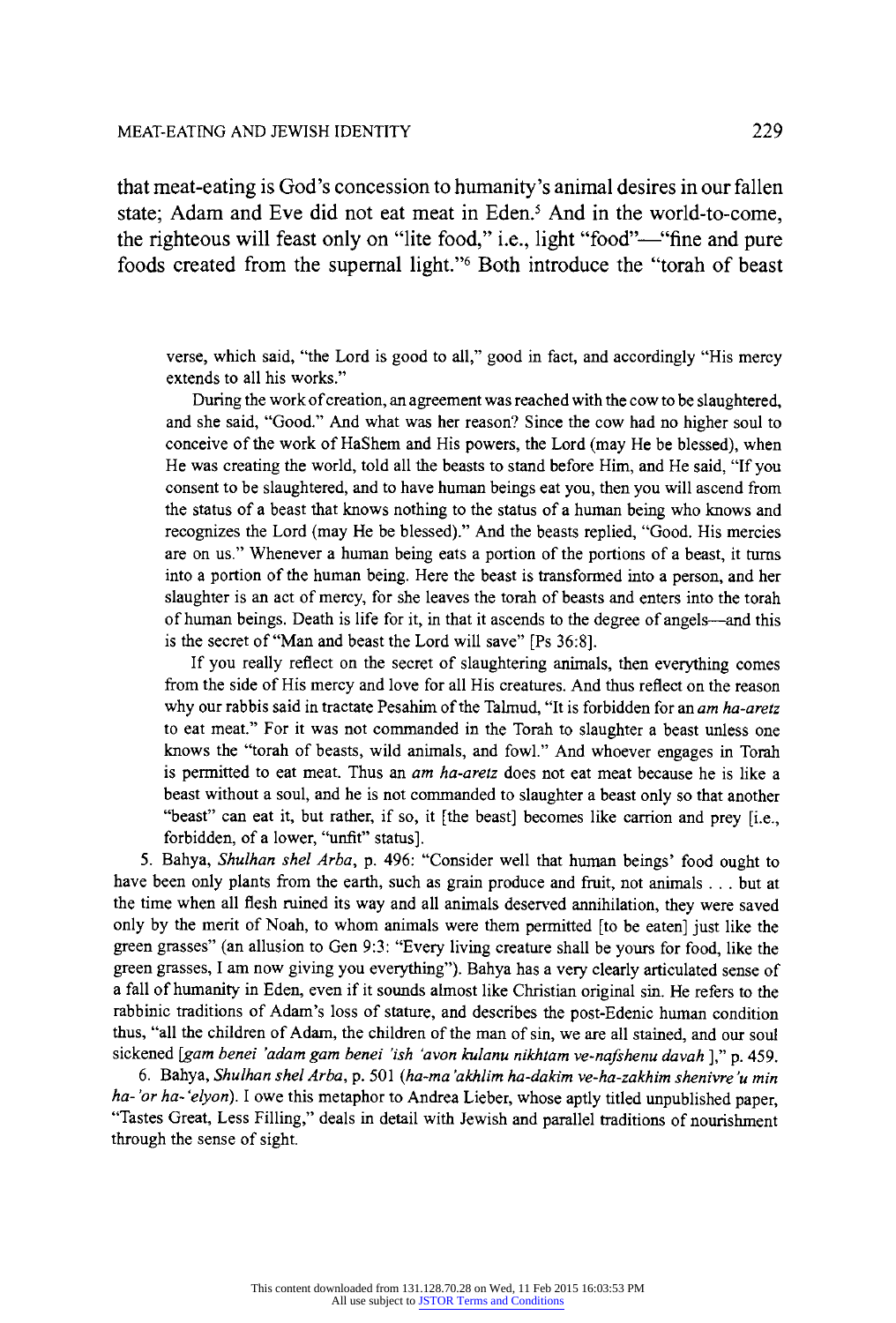that meat-eating is God's concession to humanity's animal desires in our fallen state; Adam and Eve did not eat meat in Eden.[5] And in the world-to-come, the righteous will feast only on "lite food," i.e., light "food"—"fine and pure foods created from the supernal light."[6] Both introduce the "torah of beast

verse, which said, "the Lord is good to all," good in fact, and accordingly "His mercy extends to all his works."

During the work of creation, an agreement was reached with the cow to be slaughtered, and she said, "Good." And what was her reason? Since the cow had no higher soul to conceive of the work of HaShem and His powers, the Lord (may He be blessed), when He was creating the world, told all the beasts to stand before Him, and He said, "If you consent to be slaughtered, and to have human beings eat you, then you will ascend from the status of a beast that knows nothing to the status of a human being who knows and recognizes the Lord (may He be blessed)." And the beasts replied, "Good. His mercies are on us." Whenever a human being eats a portion of the portions of a beast, it turns into a portion of the human being. Here the beast is transformed into a person, and her slaughter is an act of mercy, for she leaves the torah of beasts and enters into the torah of human beings. Death is life for it, in that it ascends to the degree of angels—and this is the secret of "Man and beast the Lord will save" [Ps 36:8].

If you really reflect on the secret of slaughtering animals, then everything comes from the side of His mercy and love for all His creatures. And thus reflect on the reason why our rabbis said in tractate Pesahim of the Talmud, "It is forbidden for an *am ha-aretz* to eat meat." For it was not commanded in the Torah to slaughter a beast unless one knows the "torah of beasts, wild animals, and fowl." And whoever engages in Torah is permitted to eat meat. Thus an *am ha-aretz* does not eat meat because he is like a beast without a soul, and he is not commanded to slaughter a beast only so that another "beast" can eat it, but rather, if so, it [the beast] becomes like carrion and prey [i.e., forbidden, of a lower, "unfit" status].

5. Bahya, *Shulhan shel Arba*, p. 496: "Consider well that human beings' food ought to have been only plants from the earth, such as grain produce and fruit, not animals . . . but at the time when all flesh ruined its way and all animals deserved annihilation, they were saved only by the merit of Noah, to whom animals were them permitted [to be eaten] just like the green grasses" (an allusion to Gen 9:3: "Every living creature shall be yours for food, like the green grasses, I am now giving you everything"). Bahya has a very clearly articulated sense of a fall of humanity in Eden, even if it sounds almost like Christian original sin. He refers to the rabbinic traditions of Adam's loss of stature, and describes the post-Edenic human condition thus, "all the children of Adam, the children of the man of sin, we are all stained, and our soul sickened [*gam benei 'adam gam benei 'ish 'avon kulanu nikhtam ve-nafshenu davah* ]," p. 459.

6. Bahya, *Shulhan shel Arba*, p. 501 (*ha-ma'akhlim ha-dakim ve-ha-zakhim shenivre'u min ha-'or ha-'elyon*). I owe this metaphor to Andrea Lieber, whose aptly titled unpublished paper, "Tastes Great, Less Filling," deals in detail with Jewish and parallel traditions of nourishment through the sense of sight.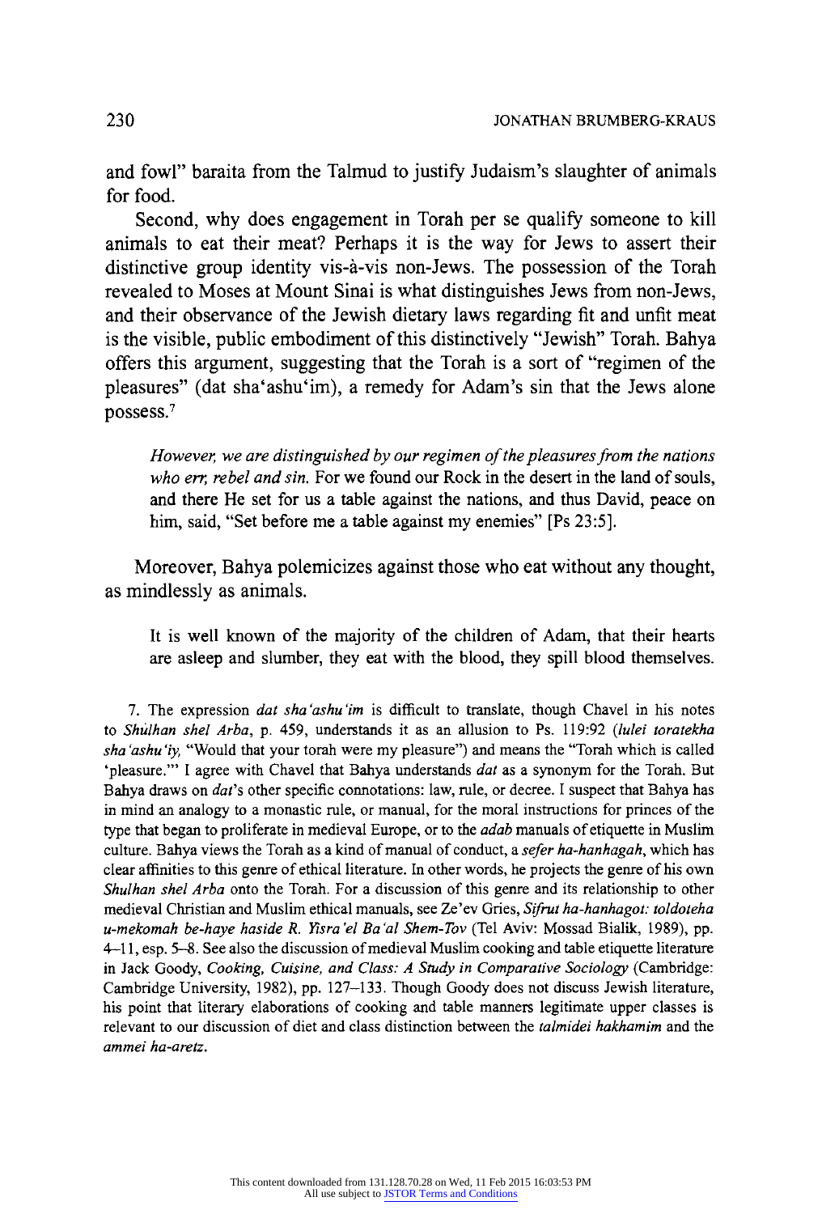and fowl" baraita from the Talmud to justify Judaism's slaughter of animals for food.

Second, why does engagement in Torah per se qualify someone to kill animals to eat their meat? Perhaps it is the way for Jews to assert their distinctive group identity vis-à-vis non-Jews. The possession of the Torah revealed to Moses at Mount Sinai is what distinguishes Jews from non-Jews, and their observance of the Jewish dietary laws regarding fit and unfit meat is the visible, public embodiment of this distinctively "Jewish" Torah. Bahya offers this argument, suggesting that the Torah is a sort of "regimen of the pleasures" (dat sha'ashu'im), a remedy for Adam's sin that the Jews alone possess.[7]

> *However, we are distinguished by our regimen of the pleasures from the nations who err, rebel and sin.* For we found our Rock in the desert in the land of souls, and there He set for us a table against the nations, and thus David, peace on him, said, "Set before me a table against my enemies" [Ps 23:5].

Moreover, Bahya polemicizes against those who eat without any thought, as mindlessly as animals.

> It is well known of the majority of the children of Adam, that their hearts are asleep and slumber, they eat with the blood, they spill blood themselves.

7. The expression *dat sha'ashu'im* is difficult to translate, though Chavel in his notes to *Shulhan shel Arba*, p. 459, understands it as an allusion to Ps. 119:92 (*lulei toratekha sha'ashu'iy*, "Would that your torah were my pleasure") and means the "Torah which is called 'pleasure.'" I agree with Chavel that Bahya understands *dat* as a synonym for the Torah. But Bahya draws on *dat*'s other specific connotations: law, rule, or decree. I suspect that Bahya has in mind an analogy to a monastic rule, or manual, for the moral instructions for princes of the type that began to proliferate in medieval Europe, or to the *adab* manuals of etiquette in Muslim culture. Bahya views the Torah as a kind of manual of conduct, a *sefer ha-hanhagah*, which has clear affinities to this genre of ethical literature. In other words, he projects the genre of his own *Shulhan shel Arba* onto the Torah. For a discussion of this genre and its relationship to other medieval Christian and Muslim ethical manuals, see Ze'ev Gries, *Sifrut ha-hanhagot: toldoteha u-mekomah be-haye haside R. Yisra'el Ba'al Shem-Tov* (Tel Aviv: Mossad Bialik, 1989), pp. 4–11, esp. 5–8. See also the discussion of medieval Muslim cooking and table etiquette literature in Jack Goody, *Cooking, Cuisine, and Class: A Study in Comparative Sociology* (Cambridge: Cambridge University, 1982), pp. 127–133. Though Goody does not discuss Jewish literature, his point that literary elaborations of cooking and table manners legitimate upper classes is relevant to our discussion of diet and class distinction between the *talmidei hakhamim* and the *ammei ha-aretz*.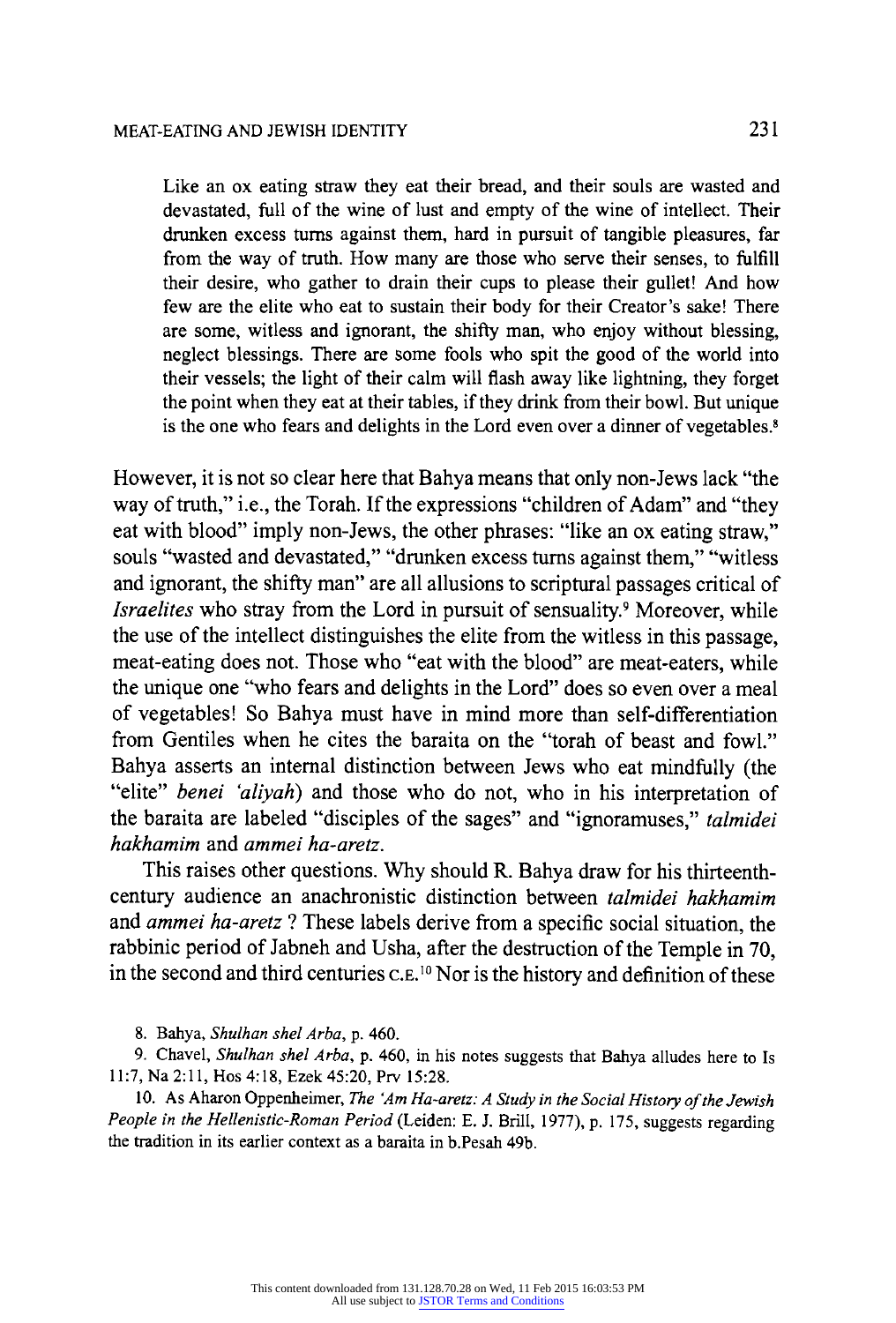> Like an ox eating straw they eat their bread, and their souls are wasted and devastated, full of the wine of lust and empty of the wine of intellect. Their drunken excess turns against them, hard in pursuit of tangible pleasures, far from the way of truth. How many are those who serve their senses, to fulfill their desire, who gather to drain their cups to please their gullet! And how few are the elite who eat to sustain their body for their Creator's sake! There are some, witless and ignorant, the shifty man, who enjoy without blessing, neglect blessings. There are some fools who spit the good of the world into their vessels; the light of their calm will flash away like lightning, they forget the point when they eat at their tables, if they drink from their bowl. But unique is the one who fears and delights in the Lord even over a dinner of vegetables.[8]

However, it is not so clear here that Bahya means that only non-Jews lack "the way of truth," i.e., the Torah. If the expressions "children of Adam" and "they eat with blood" imply non-Jews, the other phrases: "like an ox eating straw," souls "wasted and devastated," "drunken excess turns against them," "witless and ignorant, the shifty man" are all allusions to scriptural passages critical of *Israelites* who stray from the Lord in pursuit of sensuality.[9] Moreover, while the use of the intellect distinguishes the elite from the witless in this passage, meat-eating does not. Those who "eat with the blood" are meat-eaters, while the unique one "who fears and delights in the Lord" does so even over a meal of vegetables! So Bahya must have in mind more than self-differentiation from Gentiles when he cites the baraita on the "torah of beast and fowl." Bahya asserts an internal distinction between Jews who eat mindfully (the "elite" *benei 'aliyah*) and those who do not, who in his interpretation of the baraita are labeled "disciples of the sages" and "ignoramuses," *talmidei hakhamim* and *ammei ha-aretz*.

This raises other questions. Why should R. Bahya draw for his thirteenth-century audience an anachronistic distinction between *talmidei hakhamim* and *ammei ha-aretz* ? These labels derive from a specific social situation, the rabbinic period of Jabneh and Usha, after the destruction of the Temple in 70, in the second and third centuries C.E.[10] Nor is the history and definition of these

8. Bahya, *Shulhan shel Arba*, p. 460.

9. Chavel, *Shulhan shel Arba*, p. 460, in his notes suggests that Bahya alludes here to Is 11:7, Na 2:11, Hos 4:18, Ezek 45:20, Prv 15:28.

10. As Aharon Oppenheimer, *The 'Am Ha-aretz: A Study in the Social History of the Jewish People in the Hellenistic-Roman Period* (Leiden: E. J. Brill, 1977), p. 175, suggests regarding the tradition in its earlier context as a baraita in b.Pesah 49b.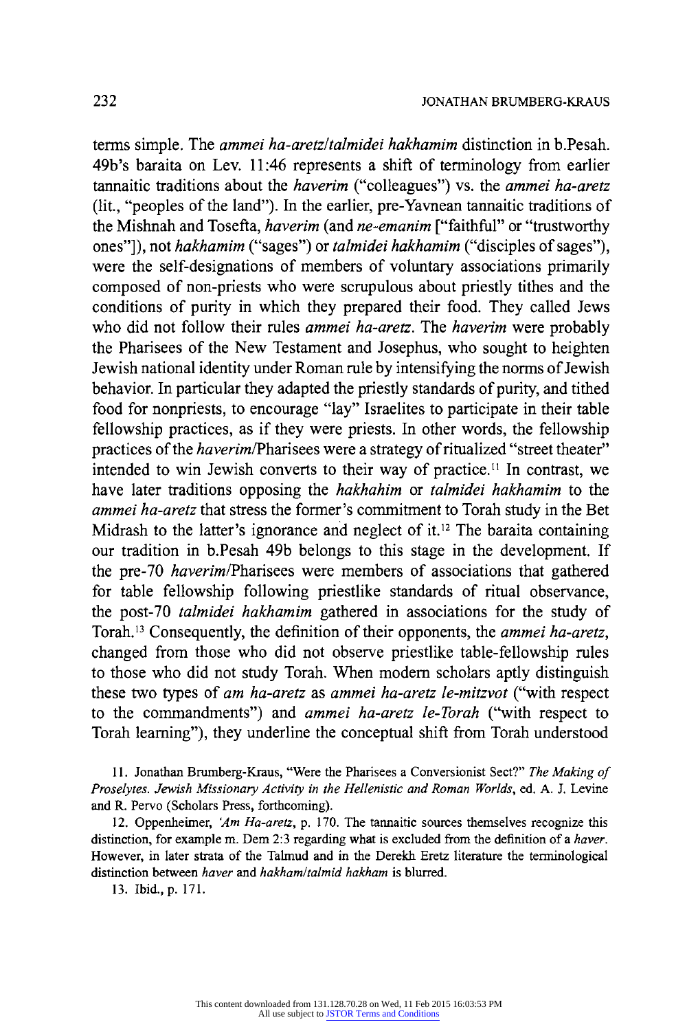terms simple. The *ammei ha-aretz/talmidei hakhamim* distinction in b.Pesah. 49b's baraita on Lev. 11:46 represents a shift of terminology from earlier tannaitic traditions about the *haverim* ("colleagues") vs. the *ammei ha-aretz* (lit., "peoples of the land"). In the earlier, pre-Yavnean tannaitic traditions of the Mishnah and Tosefta, *haverim* (and *ne-emanim* ["faithful" or "trustworthy ones"]), not *hakhamim* ("sages") or *talmidei hakhamim* ("disciples of sages"), were the self-designations of members of voluntary associations primarily composed of non-priests who were scrupulous about priestly tithes and the conditions of purity in which they prepared their food. They called Jews who did not follow their rules *ammei ha-aretz*. The *haverim* were probably the Pharisees of the New Testament and Josephus, who sought to heighten Jewish national identity under Roman rule by intensifying the norms of Jewish behavior. In particular they adapted the priestly standards of purity, and tithed food for nonpriests, to encourage "lay" Israelites to participate in their table fellowship practices, as if they were priests. In other words, the fellowship practices of the *haverim*/Pharisees were a strategy of ritualized "street theater" intended to win Jewish converts to their way of practice.[11] In contrast, we have later traditions opposing the *hakhahim* or *talmidei hakhamim* to the *ammei ha-aretz* that stress the former's commitment to Torah study in the Bet Midrash to the latter's ignorance and neglect of it.[12] The baraita containing our tradition in b.Pesah 49b belongs to this stage in the development. If the pre-70 *haverim*/Pharisees were members of associations that gathered for table fellowship following priestlike standards of ritual observance, the post-70 *talmidei hakhamim* gathered in associations for the study of Torah.[13] Consequently, the definition of their opponents, the *ammei ha-aretz*, changed from those who did not observe priestlike table-fellowship rules to those who did not study Torah. When modern scholars aptly distinguish these two types of *am ha-aretz* as *ammei ha-aretz le-mitzvot* ("with respect to the commandments") and *ammei ha-aretz le-Torah* ("with respect to Torah learning"), they underline the conceptual shift from Torah understood

11. Jonathan Brumberg-Kraus, "Were the Pharisees a Conversionist Sect?" *The Making of Proselytes. Jewish Missionary Activity in the Hellenistic and Roman Worlds*, ed. A. J. Levine and R. Pervo (Scholars Press, forthcoming).

12. Oppenheimer, *'Am Ha-aretz*, p. 170. The tannaitic sources themselves recognize this distinction, for example m. Dem 2:3 regarding what is excluded from the definition of a *haver*. However, in later strata of the Talmud and in the Derekh Eretz literature the terminological distinction between *haver* and *hakham/talmid hakham* is blurred.

13. Ibid., p. 171.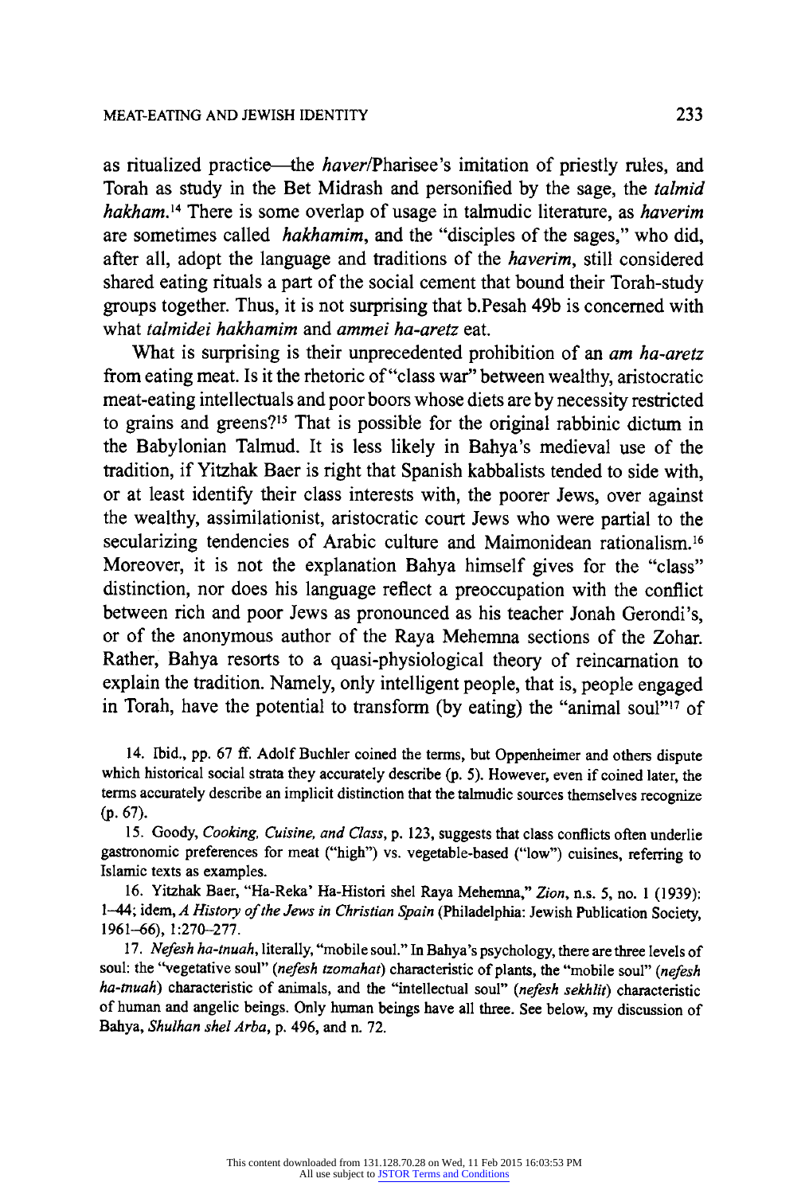as ritualized practice—the *haver*/Pharisee's imitation of priestly rules, and Torah as study in the Bet Midrash and personified by the sage, the *talmid hakham*.[14] There is some overlap of usage in talmudic literature, as *haverim* are sometimes called *hakhamim*, and the "disciples of the sages," who did, after all, adopt the language and traditions of the *haverim*, still considered shared eating rituals a part of the social cement that bound their Torah-study groups together. Thus, it is not surprising that b.Pesah 49b is concerned with what *talmidei hakhamim* and *ammei ha-aretz* eat.

What is surprising is their unprecedented prohibition of an *am ha-aretz* from eating meat. Is it the rhetoric of "class war" between wealthy, aristocratic meat-eating intellectuals and poor boors whose diets are by necessity restricted to grains and greens?[15] That is possible for the original rabbinic dictum in the Babylonian Talmud. It is less likely in Bahya's medieval use of the tradition, if Yitzhak Baer is right that Spanish kabbalists tended to side with, or at least identify their class interests with, the poorer Jews, over against the wealthy, assimilationist, aristocratic court Jews who were partial to the secularizing tendencies of Arabic culture and Maimonidean rationalism.[16] Moreover, it is not the explanation Bahya himself gives for the "class" distinction, nor does his language reflect a preoccupation with the conflict between rich and poor Jews as pronounced as his teacher Jonah Gerondi's, or of the anonymous author of the Raya Mehemna sections of the Zohar. Rather, Bahya resorts to a quasi-physiological theory of reincarnation to explain the tradition. Namely, only intelligent people, that is, people engaged in Torah, have the potential to transform (by eating) the "animal soul"[17] of

14. Ibid., pp. 67 ff. Adolf Buchler coined the terms, but Oppenheimer and others dispute which historical social strata they accurately describe (p. 5). However, even if coined later, the terms accurately describe an implicit distinction that the talmudic sources themselves recognize (p. 67).

15. Goody, *Cooking, Cuisine, and Class*, p. 123, suggests that class conflicts often underlie gastronomic preferences for meat ("high") vs. vegetable-based ("low") cuisines, referring to Islamic texts as examples.

16. Yitzhak Baer, "Ha-Reka' Ha-Histori shel Raya Mehemna," *Zion*, n.s. 5, no. 1 (1939): 1–44; idem, *A History of the Jews in Christian Spain* (Philadelphia: Jewish Publication Society, 1961–66), 1:270–277.

17. *Nefesh ha-tnuah*, literally, "mobile soul." In Bahya's psychology, there are three levels of soul: the "vegetative soul" (*nefesh tzomahat*) characteristic of plants, the "mobile soul" (*nefesh ha-tnuah*) characteristic of animals, and the "intellectual soul" (*nefesh sekhlit*) characteristic of human and angelic beings. Only human beings have all three. See below, my discussion of Bahya, *Shulhan shel Arba*, p. 496, and n. 72.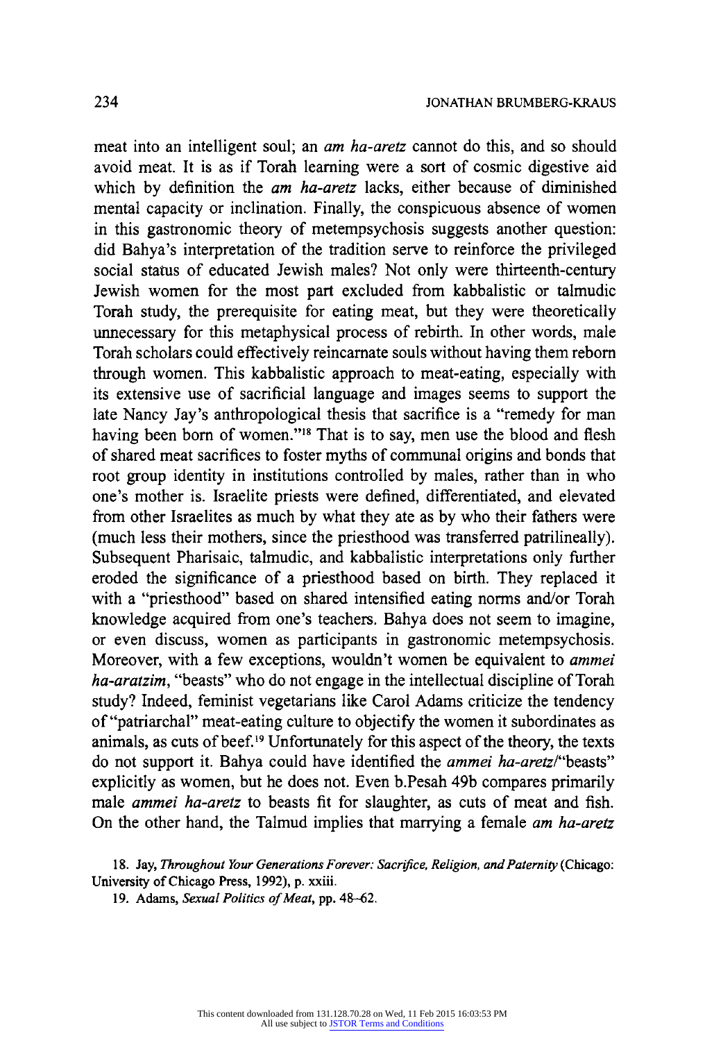meat into an intelligent soul; an *am ha-aretz* cannot do this, and so should avoid meat. It is as if Torah learning were a sort of cosmic digestive aid which by definition the *am ha-aretz* lacks, either because of diminished mental capacity or inclination. Finally, the conspicuous absence of women in this gastronomic theory of metempsychosis suggests another question: did Bahya's interpretation of the tradition serve to reinforce the privileged social status of educated Jewish males? Not only were thirteenth-century Jewish women for the most part excluded from kabbalistic or talmudic Torah study, the prerequisite for eating meat, but they were theoretically unnecessary for this metaphysical process of rebirth. In other words, male Torah scholars could effectively reincarnate souls without having them reborn through women. This kabbalistic approach to meat-eating, especially with its extensive use of sacrificial language and images seems to support the late Nancy Jay's anthropological thesis that sacrifice is a "remedy for man having been born of women."[18] That is to say, men use the blood and flesh of shared meat sacrifices to foster myths of communal origins and bonds that root group identity in institutions controlled by males, rather than in who one's mother is. Israelite priests were defined, differentiated, and elevated from other Israelites as much by what they ate as by who their fathers were (much less their mothers, since the priesthood was transferred patrilineally). Subsequent Pharisaic, talmudic, and kabbalistic interpretations only further eroded the significance of a priesthood based on birth. They replaced it with a "priesthood" based on shared intensified eating norms and/or Torah knowledge acquired from one's teachers. Bahya does not seem to imagine, or even discuss, women as participants in gastronomic metempsychosis. Moreover, with a few exceptions, wouldn't women be equivalent to *ammei ha-aratzim*, "beasts" who do not engage in the intellectual discipline of Torah study? Indeed, feminist vegetarians like Carol Adams criticize the tendency of "patriarchal" meat-eating culture to objectify the women it subordinates as animals, as cuts of beef.[19] Unfortunately for this aspect of the theory, the texts do not support it. Bahya could have identified the *ammei ha-aretz*/"beasts" explicitly as women, but he does not. Even b.Pesah 49b compares primarily male *ammei ha-aretz* to beasts fit for slaughter, as cuts of meat and fish. On the other hand, the Talmud implies that marrying a female *am ha-aretz*

18. Jay, *Throughout Your Generations Forever: Sacrifice, Religion, and Paternity* (Chicago: University of Chicago Press, 1992), p. xxiii.

19. Adams, *Sexual Politics of Meat*, pp. 48–62.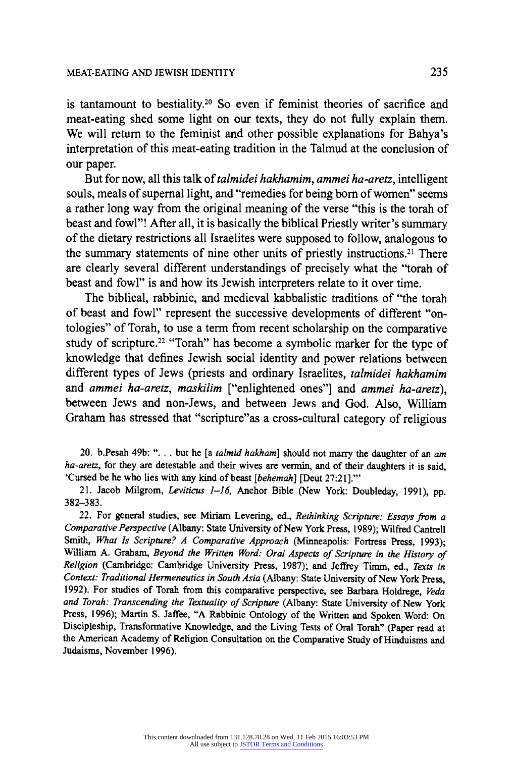is tantamount to bestiality.[20] So even if feminist theories of sacrifice and meat-eating shed some light on our texts, they do not fully explain them. We will return to the feminist and other possible explanations for Bahya's interpretation of this meat-eating tradition in the Talmud at the conclusion of our paper.

But for now, all this talk of *talmidei hakhamim*, *ammei ha-aretz*, intelligent souls, meals of supernal light, and "remedies for being born of women" seems a rather long way from the original meaning of the verse "this is the torah of beast and fowl"! After all, it is basically the biblical Priestly writer's summary of the dietary restrictions all Israelites were supposed to follow, analogous to the summary statements of nine other units of priestly instructions.[21] There are clearly several different understandings of precisely what the "torah of beast and fowl" is and how its Jewish interpreters relate to it over time.

The biblical, rabbinic, and medieval kabbalistic traditions of "the torah of beast and fowl" represent the successive developments of different "ontologies" of Torah, to use a term from recent scholarship on the comparative study of scripture.[22] "Torah" has become a symbolic marker for the type of knowledge that defines Jewish social identity and power relations between different types of Jews (priests and ordinary Israelites, *talmidei hakhamim* and *ammei ha-aretz*, *maskilim* ["enlightened ones"] and *ammei ha-aretz*), between Jews and non-Jews, and between Jews and God. Also, William Graham has stressed that "scripture"as a cross-cultural category of religious

20. b.Pesah 49b: ". . . but he [a *talmid hakham*] should not marry the daughter of an *am ha-aretz*, for they are detestable and their wives are vermin, and of their daughters it is said, 'Cursed be he who lies with any kind of beast [*behemah*] [Deut 27:21].'"

21. Jacob Milgrom, *Leviticus 1–16*, Anchor Bible (New York: Doubleday, 1991), pp. 382–383.

22. For general studies, see Miriam Levering, ed., *Rethinking Scripture: Essays from a Comparative Perspective* (Albany: State University of New York Press, 1989); Wilfred Cantrell Smith, *What Is Scripture? A Comparative Approach* (Minneapolis: Fortress Press, 1993); William A. Graham, *Beyond the Written Word: Oral Aspects of Scripture in the History of Religion* (Cambridge: Cambridge University Press, 1987); and Jeffrey Timm, ed., *Texts in Context: Traditional Hermeneutics in South Asia* (Albany: State University of New York Press, 1992). For studies of Torah from this comparative perspective, see Barbara Holdrege, *Veda and Torah: Transcending the Textuality of Scripture* (Albany: State University of New York Press, 1996); Martin S. Jaffee, "A Rabbinic Ontology of the Written and Spoken Word: On Discipleship, Transformative Knowledge, and the Living Tests of Oral Torah" (Paper read at the American Academy of Religion Consultation on the Comparative Study of Hinduisms and Judaisms, November 1996).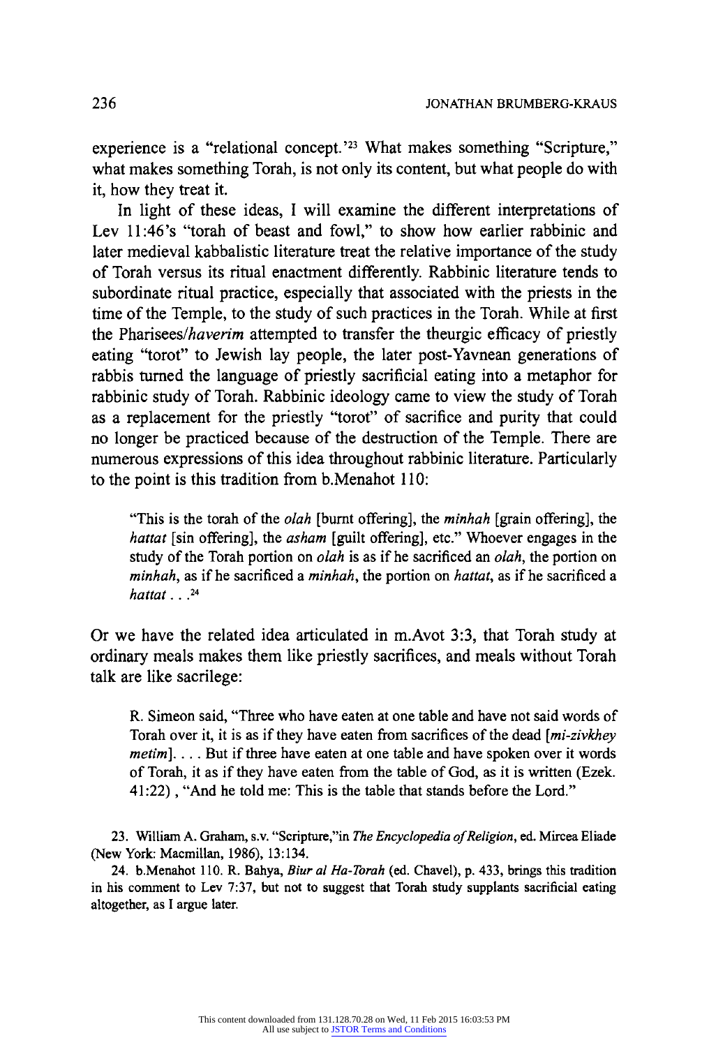experience is a "relational concept."[23] What makes something "Scripture," what makes something Torah, is not only its content, but what people do with it, how they treat it.

In light of these ideas, I will examine the different interpretations of Lev 11:46's "torah of beast and fowl," to show how earlier rabbinic and later medieval kabbalistic literature treat the relative importance of the study of Torah versus its ritual enactment differently. Rabbinic literature tends to subordinate ritual practice, especially that associated with the priests in the time of the Temple, to the study of such practices in the Torah. While at first the Pharisees/*haverim* attempted to transfer the theurgic efficacy of priestly eating "torot" to Jewish lay people, the later post-Yavnean generations of rabbis turned the language of priestly sacrificial eating into a metaphor for rabbinic study of Torah. Rabbinic ideology came to view the study of Torah as a replacement for the priestly "torot" of sacrifice and purity that could no longer be practiced because of the destruction of the Temple. There are numerous expressions of this idea throughout rabbinic literature. Particularly to the point is this tradition from b.Menahot 110:

> "This is the torah of the *olah* [burnt offering], the *minhah* [grain offering], the *hattat* [sin offering], the *asham* [guilt offering], etc." Whoever engages in the study of the Torah portion on *olah* is as if he sacrificed an *olah*, the portion on *minhah*, as if he sacrificed a *minhah*, the portion on *hattat*, as if he sacrificed a *hattat* . . .[24]

Or we have the related idea articulated in m.Avot 3:3, that Torah study at ordinary meals makes them like priestly sacrifices, and meals without Torah talk are like sacrilege:

> R. Simeon said, "Three who have eaten at one table and have not said words of Torah over it, it is as if they have eaten from sacrifices of the dead [*mi-zivkhey metim*]. . . . But if three have eaten at one table and have spoken over it words of Torah, it as if they have eaten from the table of God, as it is written (Ezek. 41:22) , "And he told me: This is the table that stands before the Lord."

23. William A. Graham, s.v. "Scripture,"in *The Encyclopedia of Religion*, ed. Mircea Eliade (New York: Macmillan, 1986), 13:134.

24. b.Menahot 110. R. Bahya, *Biur al Ha-Torah* (ed. Chavel), p. 433, brings this tradition in his comment to Lev 7:37, but not to suggest that Torah study supplants sacrificial eating altogether, as I argue later.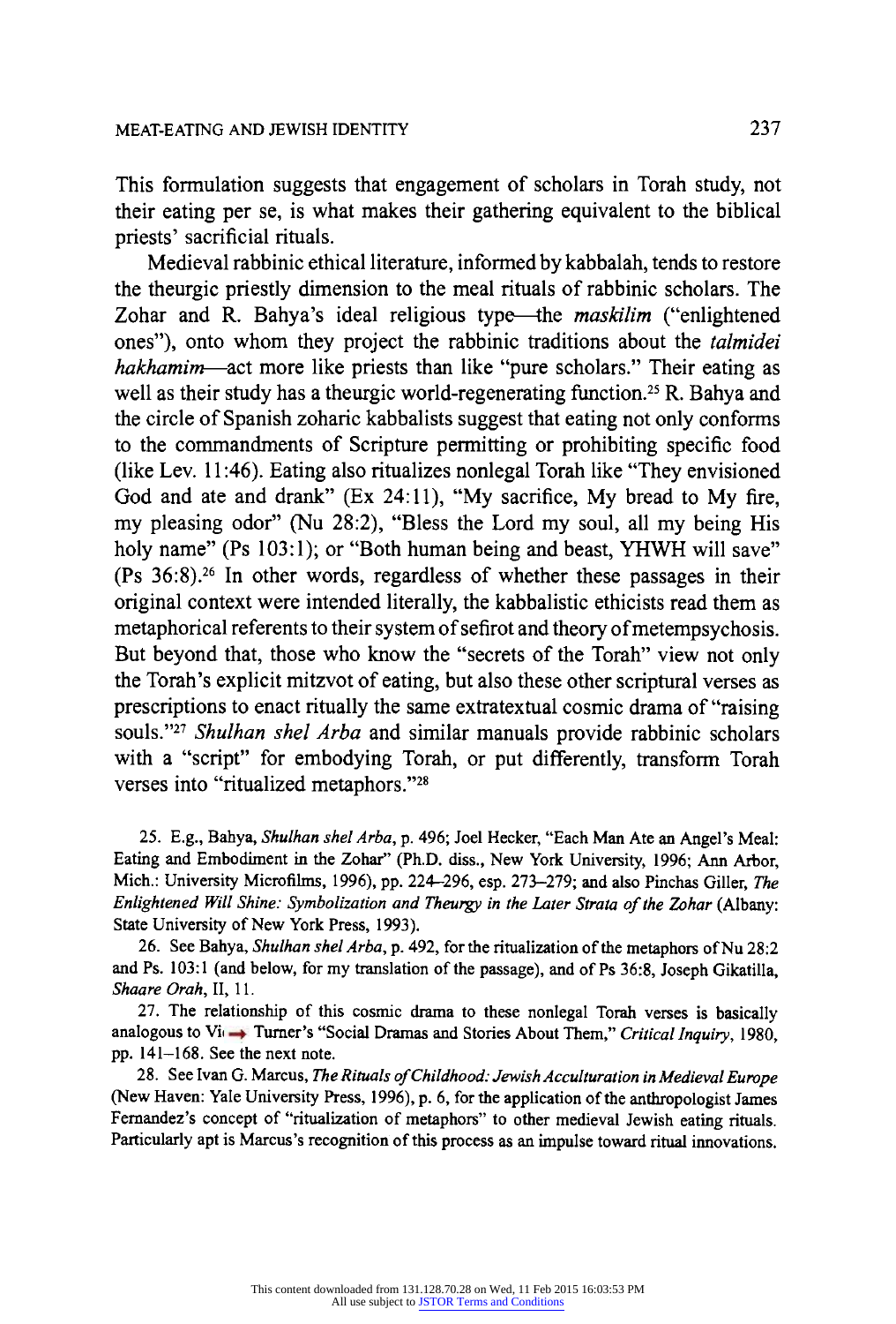This formulation suggests that engagement of scholars in Torah study, not their eating per se, is what makes their gathering equivalent to the biblical priests' sacrificial rituals.

Medieval rabbinic ethical literature, informed by kabbalah, tends to restore the theurgic priestly dimension to the meal rituals of rabbinic scholars. The Zohar and R. Bahya's ideal religious type—the *maskilim* ("enlightened ones"), onto whom they project the rabbinic traditions about the *talmidei hakhamim*—act more like priests than like "pure scholars." Their eating as well as their study has a theurgic world-regenerating function.[25] R. Bahya and the circle of Spanish zoharic kabbalists suggest that eating not only conforms to the commandments of Scripture permitting or prohibiting specific food (like Lev. 11:46). Eating also ritualizes nonlegal Torah like "They envisioned God and ate and drank" (Ex 24:11), "My sacrifice, My bread to My fire, my pleasing odor" (Nu 28:2), "Bless the Lord my soul, all my being His holy name" (Ps 103:1); or "Both human being and beast, YHWH will save" (Ps 36:8).[26] In other words, regardless of whether these passages in their original context were intended literally, the kabbalistic ethicists read them as metaphorical referents to their system of sefirot and theory of metempsychosis. But beyond that, those who know the "secrets of the Torah" view not only the Torah's explicit mitzvot of eating, but also these other scriptural verses as prescriptions to enact ritually the same extratextual cosmic drama of "raising souls."[27] *Shulhan shel Arba* and similar manuals provide rabbinic scholars with a "script" for embodying Torah, or put differently, transform Torah verses into "ritualized metaphors."[28]

25. E.g., Bahya, *Shulhan shel Arba*, p. 496; Joel Hecker, "Each Man Ate an Angel's Meal: Eating and Embodiment in the Zohar" (Ph.D. diss., New York University, 1996; Ann Arbor, Mich.: University Microfilms, 1996), pp. 224–296, esp. 273–279; and also Pinchas Giller, *The Enlightened Will Shine: Symbolization and Theurgy in the Later Strata of the Zohar* (Albany: State University of New York Press, 1993).

26. See Bahya, *Shulhan shel Arba*, p. 492, for the ritualization of the metaphors of Nu 28:2 and Ps. 103:1 (and below, for my translation of the passage), and of Ps 36:8, Joseph Gikatilla, *Shaare Orah*, II, 11.

27. The relationship of this cosmic drama to these nonlegal Torah verses is basically analogous to Vi→ Turner's "Social Dramas and Stories About Them," *Critical Inquiry*, 1980, pp. 141–168. See the next note.

28. See Ivan G. Marcus, *The Rituals of Childhood: Jewish Acculturation in Medieval Europe* (New Haven: Yale University Press, 1996), p. 6, for the application of the anthropologist James Fernandez's concept of "ritualization of metaphors" to other medieval Jewish eating rituals. Particularly apt is Marcus's recognition of this process as an impulse toward ritual innovations.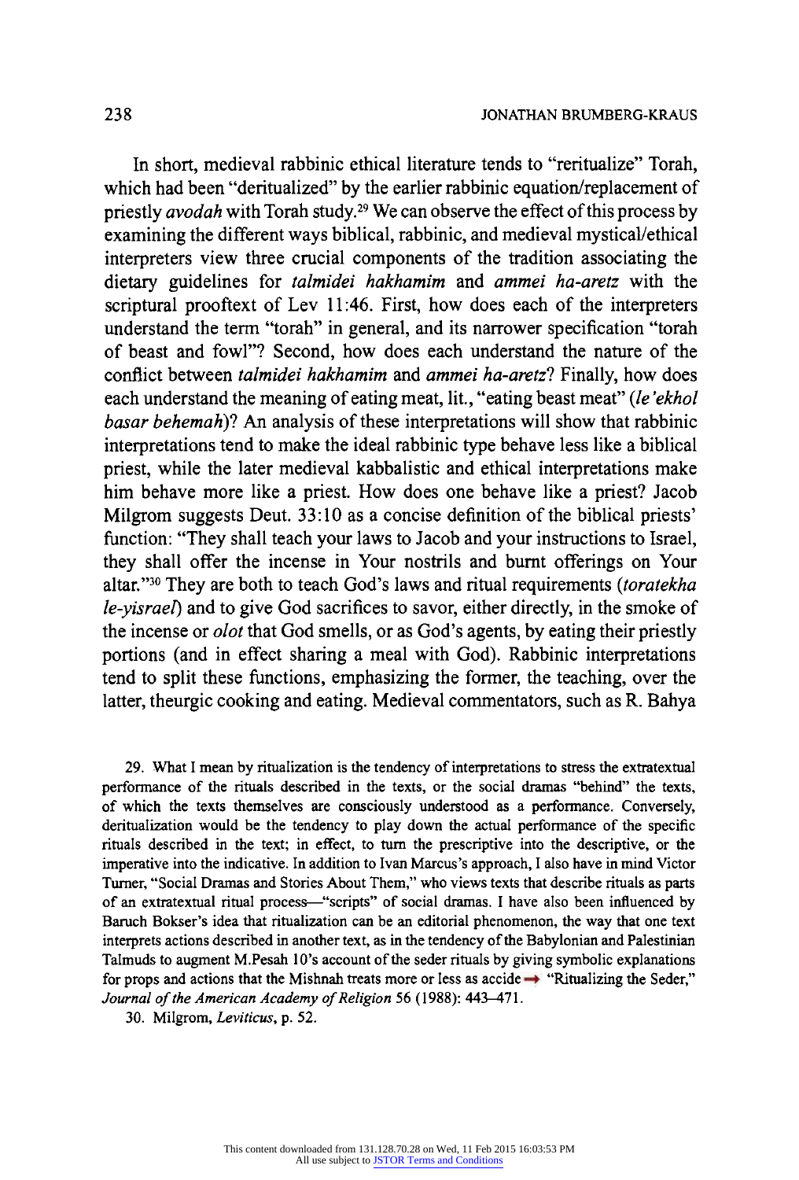In short, medieval rabbinic ethical literature tends to "reritualize" Torah, which had been "deritualized" by the earlier rabbinic equation/replacement of priestly *avodah* with Torah study.[29] We can observe the effect of this process by examining the different ways biblical, rabbinic, and medieval mystical/ethical interpreters view three crucial components of the tradition associating the dietary guidelines for *talmidei hakhamim* and *ammei ha-aretz* with the scriptural prooftext of Lev 11:46. First, how does each of the interpreters understand the term "torah" in general, and its narrower specification "torah of beast and fowl"? Second, how does each understand the nature of the conflict between *talmidei hakhamim* and *ammei ha-aretz*? Finally, how does each understand the meaning of eating meat, lit., "eating beast meat" (*le'ekhol basar behemah*)? An analysis of these interpretations will show that rabbinic interpretations tend to make the ideal rabbinic type behave less like a biblical priest, while the later medieval kabbalistic and ethical interpretations make him behave more like a priest. How does one behave like a priest? Jacob Milgrom suggests Deut. 33:10 as a concise definition of the biblical priests' function: "They shall teach your laws to Jacob and your instructions to Israel, they shall offer the incense in Your nostrils and burnt offerings on Your altar."[30] They are both to teach God's laws and ritual requirements (*toratekha le-yisrael*) and to give God sacrifices to savor, either directly, in the smoke of the incense or *olot* that God smells, or as God's agents, by eating their priestly portions (and in effect sharing a meal with God). Rabbinic interpretations tend to split these functions, emphasizing the former, the teaching, over the latter, theurgic cooking and eating. Medieval commentators, such as R. Bahya

29. What I mean by ritualization is the tendency of interpretations to stress the extratextual performance of the rituals described in the texts, or the social dramas "behind" the texts, of which the texts themselves are consciously understood as a performance. Conversely, deritualization would be the tendency to play down the actual performance of the specific rituals described in the text; in effect, to turn the prescriptive into the descriptive, or the imperative into the indicative. In addition to Ivan Marcus's approach, I also have in mind Victor Turner, "Social Dramas and Stories About Them," who views texts that describe rituals as parts of an extratextual ritual process—"scripts" of social dramas. I have also been influenced by Baruch Bokser's idea that ritualization can be an editorial phenomenon, the way that one text interprets actions described in another text, as in the tendency of the Babylonian and Palestinian Talmuds to augment M.Pesah 10's account of the seder rituals by giving symbolic explanations for props and actions that the Mishnah treats more or less as accide→ "Ritualizing the Seder," *Journal of the American Academy of Religion* 56 (1988): 443–471.

30. Milgrom, *Leviticus*, p. 52.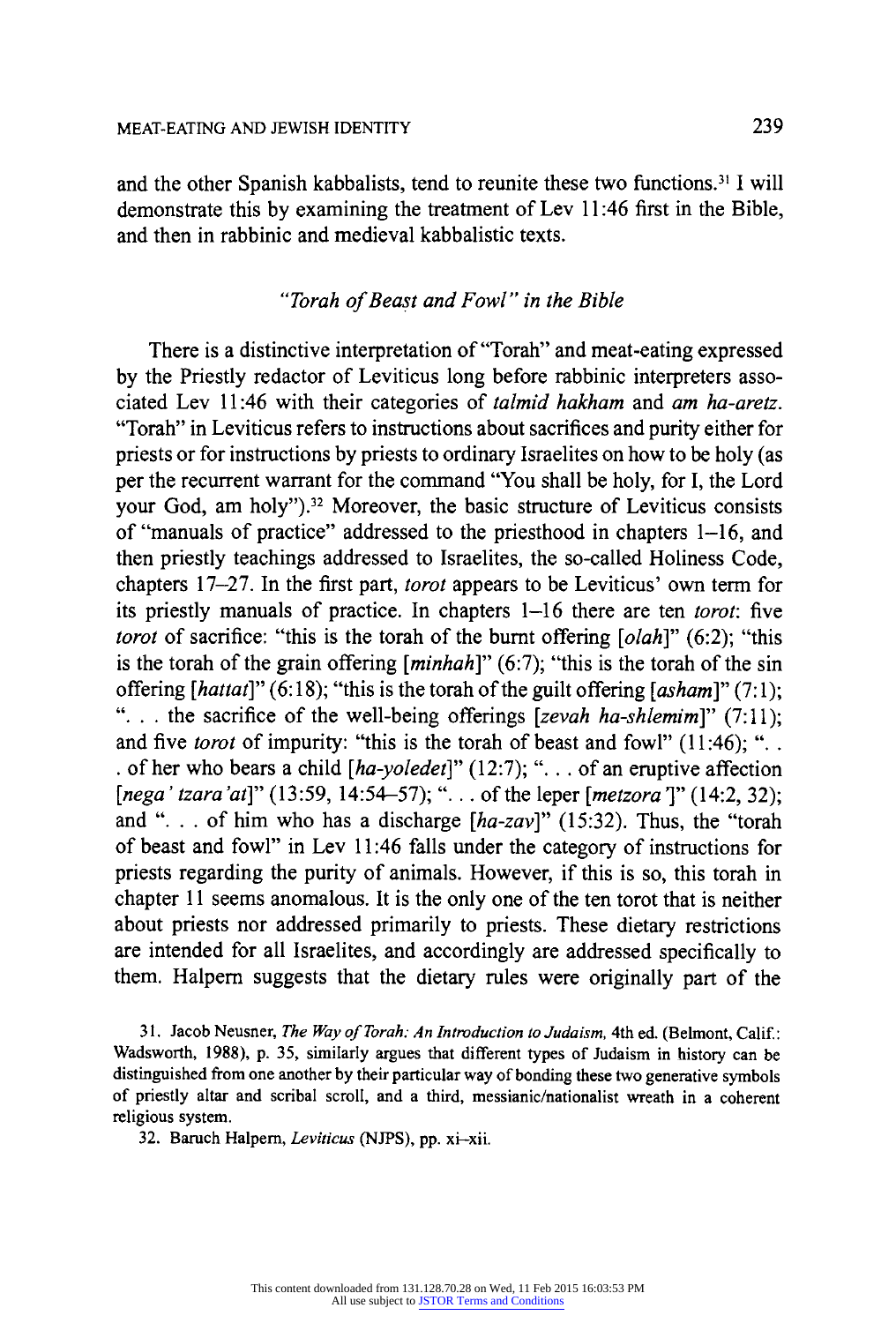and the other Spanish kabbalists, tend to reunite these two functions.[31] I will demonstrate this by examining the treatment of Lev 11:46 first in the Bible, and then in rabbinic and medieval kabbalistic texts.

### *"Torah of Beast and Fowl" in the Bible*

There is a distinctive interpretation of "Torah" and meat-eating expressed by the Priestly redactor of Leviticus long before rabbinic interpreters associated Lev 11:46 with their categories of *talmid hakham* and *am ha-aretz*. "Torah" in Leviticus refers to instructions about sacrifices and purity either for priests or for instructions by priests to ordinary Israelites on how to be holy (as per the recurrent warrant for the command "You shall be holy, for I, the Lord your God, am holy").[32] Moreover, the basic structure of Leviticus consists of "manuals of practice" addressed to the priesthood in chapters 1–16, and then priestly teachings addressed to Israelites, the so-called Holiness Code, chapters 17–27. In the first part, *torot* appears to be Leviticus' own term for its priestly manuals of practice. In chapters 1–16 there are ten *torot*: five *torot* of sacrifice: "this is the torah of the burnt offering [*olah*]" (6:2); "this is the torah of the grain offering [*minhah*]" (6:7); "this is the torah of the sin offering [*hattat*]" (6:18); "this is the torah of the guilt offering [*asham*]" (7:1); ". . . the sacrifice of the well-being offerings [*zevah ha-shlemim*]" (7:11); and five *torot* of impurity: "this is the torah of beast and fowl" (11:46); ". . . of her who bears a child [*ha-yoledet*]" (12:7); ". . . of an eruptive affection [*nega' tzara'at*]" (13:59, 14:54–57); ". . . of the leper [*metzora'*]" (14:2, 32); and ". . . of him who has a discharge [*ha-zav*]" (15:32). Thus, the "torah of beast and fowl" in Lev 11:46 falls under the category of instructions for priests regarding the purity of animals. However, if this is so, this torah in chapter 11 seems anomalous. It is the only one of the ten torot that is neither about priests nor addressed primarily to priests. These dietary restrictions are intended for all Israelites, and accordingly are addressed specifically to them. Halpern suggests that the dietary rules were originally part of the

31. Jacob Neusner, *The Way of Torah: An Introduction to Judaism*, 4th ed. (Belmont, Calif.: Wadsworth, 1988), p. 35, similarly argues that different types of Judaism in history can be distinguished from one another by their particular way of bonding these two generative symbols of priestly altar and scribal scroll, and a third, messianic/nationalist wreath in a coherent religious system.

32. Baruch Halpern, *Leviticus* (NJPS), pp. xi–xii.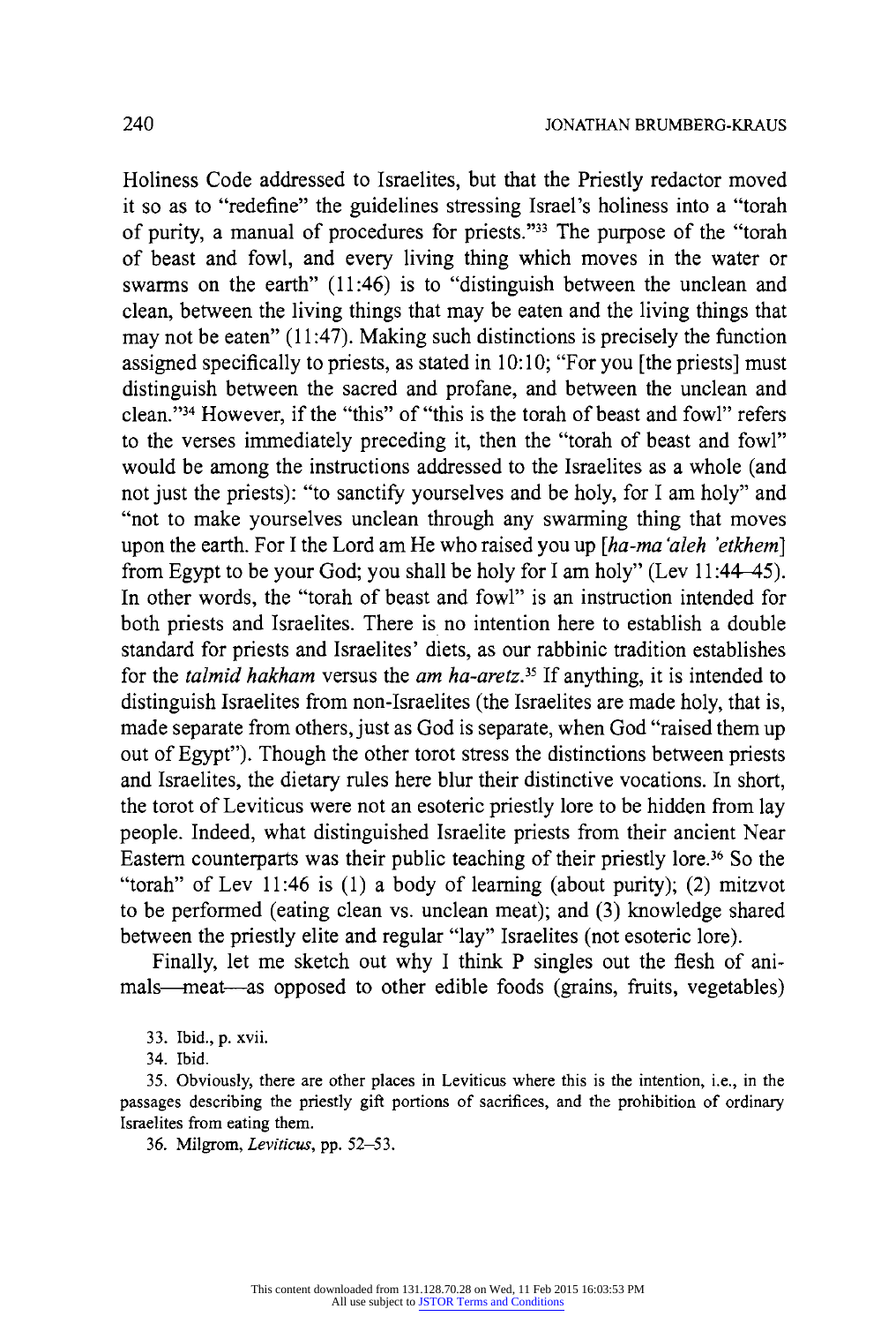Holiness Code addressed to Israelites, but that the Priestly redactor moved it so as to "redefine" the guidelines stressing Israel's holiness into a "torah of purity, a manual of procedures for priests."[33] The purpose of the "torah of beast and fowl, and every living thing which moves in the water or swarms on the earth" (11:46) is to "distinguish between the unclean and clean, between the living things that may be eaten and the living things that may not be eaten" (11:47). Making such distinctions is precisely the function assigned specifically to priests, as stated in 10:10; "For you [the priests] must distinguish between the sacred and profane, and between the unclean and clean."[34] However, if the "this" of "this is the torah of beast and fowl" refers to the verses immediately preceding it, then the "torah of beast and fowl" would be among the instructions addressed to the Israelites as a whole (and not just the priests): "to sanctify yourselves and be holy, for I am holy" and "not to make yourselves unclean through any swarming thing that moves upon the earth. For I the Lord am He who raised you up [*ha-ma'aleh 'etkhem*] from Egypt to be your God; you shall be holy for I am holy" (Lev 11:44–45). In other words, the "torah of beast and fowl" is an instruction intended for both priests and Israelites. There is no intention here to establish a double standard for priests and Israelites' diets, as our rabbinic tradition establishes for the *talmid hakham* versus the *am ha-aretz*.[35] If anything, it is intended to distinguish Israelites from non-Israelites (the Israelites are made holy, that is, made separate from others, just as God is separate, when God "raised them up out of Egypt"). Though the other torot stress the distinctions between priests and Israelites, the dietary rules here blur their distinctive vocations. In short, the torot of Leviticus were not an esoteric priestly lore to be hidden from lay people. Indeed, what distinguished Israelite priests from their ancient Near Eastern counterparts was their public teaching of their priestly lore.[36] So the "torah" of Lev 11:46 is (1) a body of learning (about purity); (2) mitzvot to be performed (eating clean vs. unclean meat); and (3) knowledge shared between the priestly elite and regular "lay" Israelites (not esoteric lore).

Finally, let me sketch out why I think P singles out the flesh of animals—meat—as opposed to other edible foods (grains, fruits, vegetables)

33. Ibid., p. xvii.

34. Ibid.

35. Obviously, there are other places in Leviticus where this is the intention, i.e., in the passages describing the priestly gift portions of sacrifices, and the prohibition of ordinary Israelites from eating them.

36. Milgrom, *Leviticus*, pp. 52–53.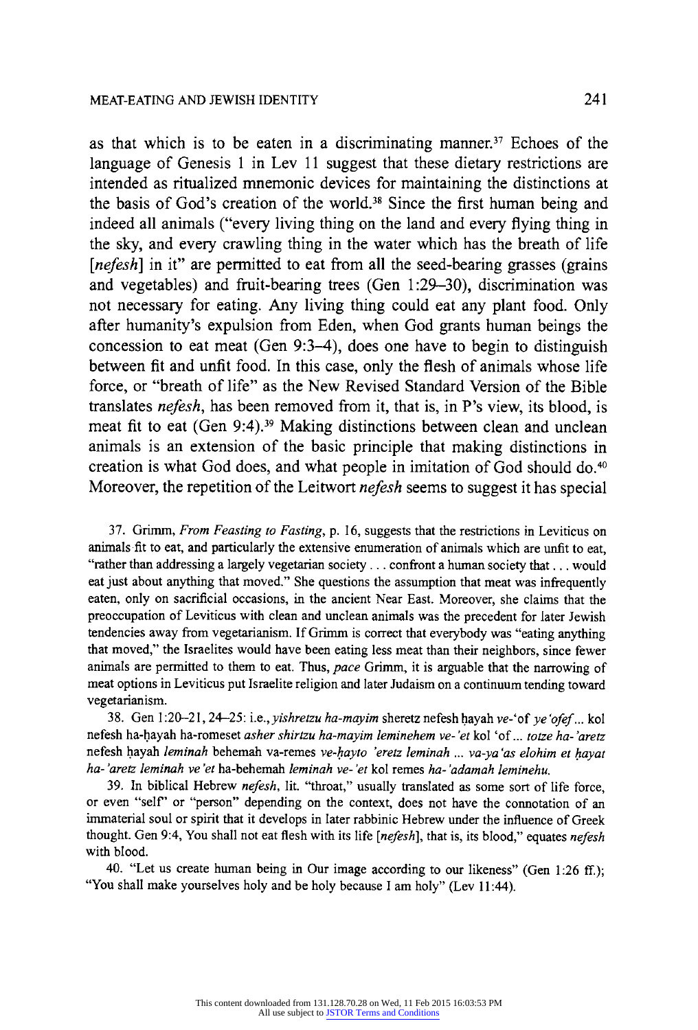as that which is to be eaten in a discriminating manner.[37] Echoes of the language of Genesis 1 in Lev 11 suggest that these dietary restrictions are intended as ritualized mnemonic devices for maintaining the distinctions at the basis of God's creation of the world.[38] Since the first human being and indeed all animals ("every living thing on the land and every flying thing in the sky, and every crawling thing in the water which has the breath of life [*nefesh*] in it" are permitted to eat from all the seed-bearing grasses (grains and vegetables) and fruit-bearing trees (Gen 1:29–30), discrimination was not necessary for eating. Any living thing could eat any plant food. Only after humanity's expulsion from Eden, when God grants human beings the concession to eat meat (Gen 9:3–4), does one have to begin to distinguish between fit and unfit food. In this case, only the flesh of animals whose life force, or "breath of life" as the New Revised Standard Version of the Bible translates *nefesh*, has been removed from it, that is, in P's view, its blood, is meat fit to eat (Gen 9:4).[39] Making distinctions between clean and unclean animals is an extension of the basic principle that making distinctions in creation is what God does, and what people in imitation of God should do.[40] Moreover, the repetition of the Leitwort *nefesh* seems to suggest it has special

37. Grimm, *From Feasting to Fasting*, p. 16, suggests that the restrictions in Leviticus on animals fit to eat, and particularly the extensive enumeration of animals which are unfit to eat, "rather than addressing a largely vegetarian society . . . confront a human society that . . . would eat just about anything that moved." She questions the assumption that meat was infrequently eaten, only on sacrificial occasions, in the ancient Near East. Moreover, she claims that the preoccupation of Leviticus with clean and unclean animals was the precedent for later Jewish tendencies away from vegetarianism. If Grimm is correct that everybody was "eating anything that moved," the Israelites would have been eating less meat than their neighbors, since fewer animals are permitted to them to eat. Thus, *pace* Grimm, it is arguable that the narrowing of meat options in Leviticus put Israelite religion and later Judaism on a continuum tending toward vegetarianism.

38. Gen 1:20–21, 24–25: i.e., *yishretzu ha-mayim* sheretz nefesh ḥayah *ve-*'of *ye'ofef*... kol nefesh ha-ḥayah ha-romeset *asher shirtzu ha-mayim leminehem ve-'et* kol 'of ... *totze ha-'aretz* nefesh ḥayah *leminah* behemah va-remes *ve-ḥayto 'eretz leminah ... va-ya'as elohim et ḥayat ha-'aretz leminah ve'et* ha-behemah *leminah ve-'et* kol remes *ha-'adamah leminehu.*

39. In biblical Hebrew *nefesh*, lit. "throat," usually translated as some sort of life force, or even "self" or "person" depending on the context, does not have the connotation of an immaterial soul or spirit that it develops in later rabbinic Hebrew under the influence of Greek thought. Gen 9:4, You shall not eat flesh with its life [*nefesh*], that is, its blood," equates *nefesh* with blood.

40. "Let us create human being in Our image according to our likeness" (Gen 1:26 ff.); "You shall make yourselves holy and be holy because I am holy" (Lev 11:44).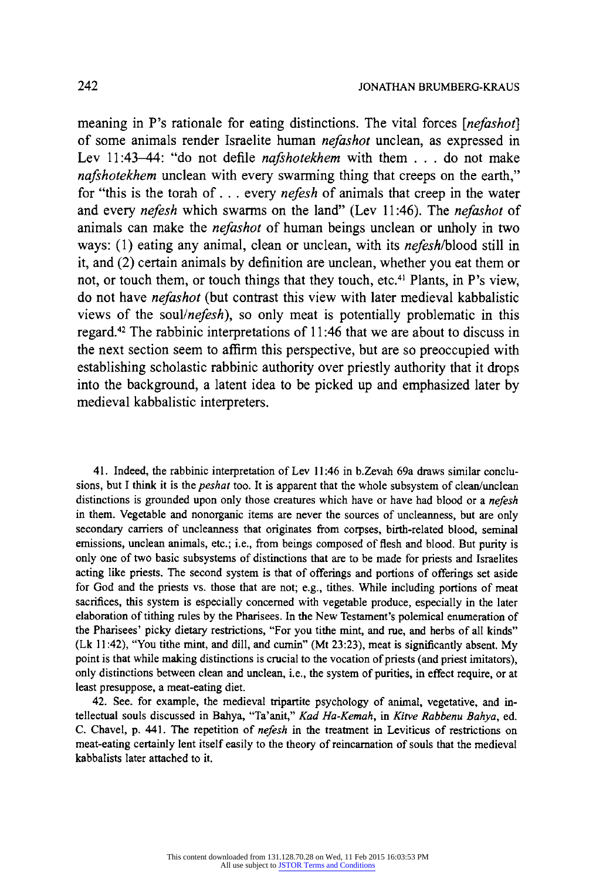meaning in P's rationale for eating distinctions. The vital forces [*nefashot*] of some animals render Israelite human *nefashot* unclean, as expressed in Lev 11:43–44: "do not defile *nafshotekhem* with them . . . do not make *nafshotekhem* unclean with every swarming thing that creeps on the earth," for "this is the torah of . . . every *nefesh* of animals that creep in the water and every *nefesh* which swarms on the land" (Lev 11:46). The *nefashot* of animals can make the *nefashot* of human beings unclean or unholy in two ways: (1) eating any animal, clean or unclean, with its *nefesh*/blood still in it, and (2) certain animals by definition are unclean, whether you eat them or not, or touch them, or touch things that they touch, etc.[41] Plants, in P's view, do not have *nefashot* (but contrast this view with later medieval kabbalistic views of the soul/*nefesh*), so only meat is potentially problematic in this regard.[42] The rabbinic interpretations of 11:46 that we are about to discuss in the next section seem to affirm this perspective, but are so preoccupied with establishing scholastic rabbinic authority over priestly authority that it drops into the background, a latent idea to be picked up and emphasized later by medieval kabbalistic interpreters.

41. Indeed, the rabbinic interpretation of Lev 11:46 in b.Zevah 69a draws similar conclusions, but I think it is the *peshat* too. It is apparent that the whole subsystem of clean/unclean distinctions is grounded upon only those creatures which have or have had blood or a *nefesh* in them. Vegetable and nonorganic items are never the sources of uncleanness, but are only secondary carriers of uncleanness that originates from corpses, birth-related blood, seminal emissions, unclean animals, etc.; i.e., from beings composed of flesh and blood. But purity is only one of two basic subsystems of distinctions that are to be made for priests and Israelites acting like priests. The second system is that of offerings and portions of offerings set aside for God and the priests vs. those that are not; e.g., tithes. While including portions of meat sacrifices, this system is especially concerned with vegetable produce, especially in the later elaboration of tithing rules by the Pharisees. In the New Testament's polemical enumeration of the Pharisees' picky dietary restrictions, "For you tithe mint, and rue, and herbs of all kinds" (Lk 11:42), "You tithe mint, and dill, and cumin" (Mt 23:23), meat is significantly absent. My point is that while making distinctions is crucial to the vocation of priests (and priest imitators), only distinctions between clean and unclean, i.e., the system of purities, in effect require, or at least presuppose, a meat-eating diet.

42. See. for example, the medieval tripartite psychology of animal, vegetative, and intellectual souls discussed in Bahya, "Ta'anit," *Kad Ha-Kemah*, in *Kitve Rabbenu Bahya*, ed. C. Chavel, p. 441. The repetition of *nefesh* in the treatment in Leviticus of restrictions on meat-eating certainly lent itself easily to the theory of reincarnation of souls that the medieval kabbalists later attached to it.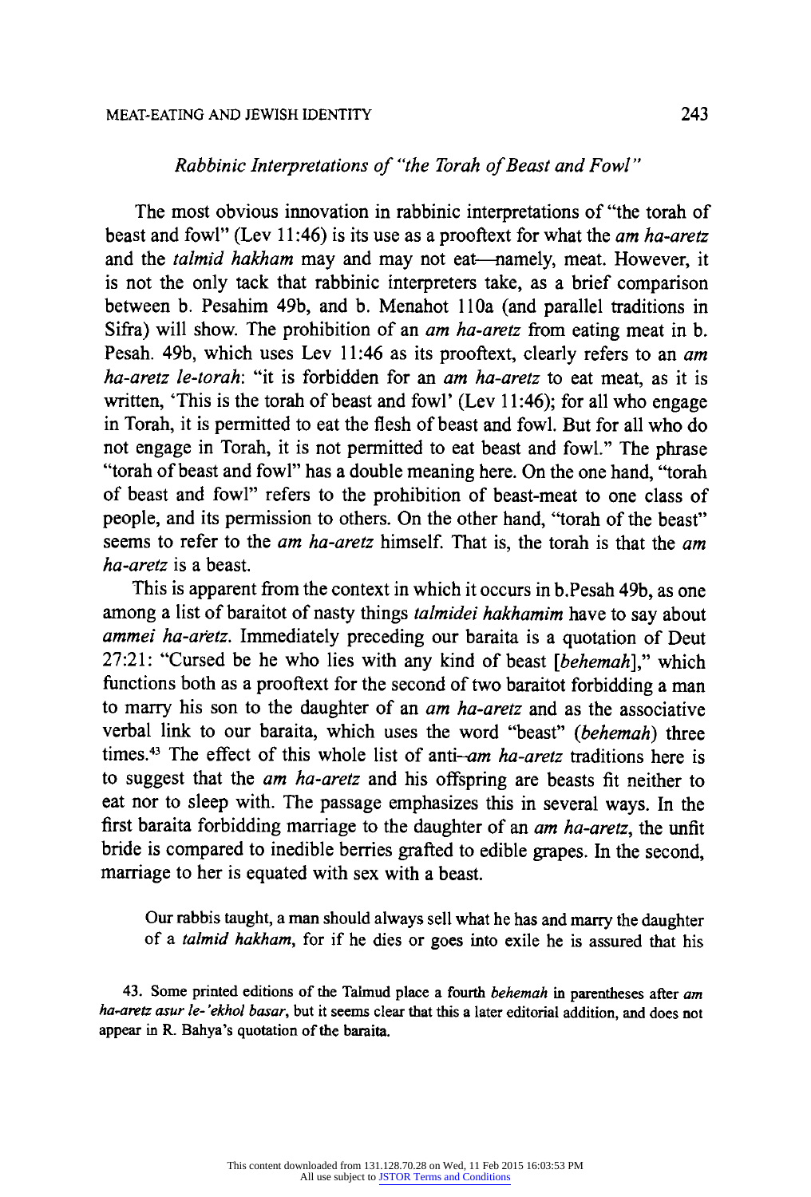### *Rabbinic Interpretations of "the Torah of Beast and Fowl"*

The most obvious innovation in rabbinic interpretations of "the torah of beast and fowl" (Lev 11:46) is its use as a prooftext for what the *am ha-aretz* and the *talmid hakham* may and may not eat—namely, meat. However, it is not the only tack that rabbinic interpreters take, as a brief comparison between b. Pesahim 49b, and b. Menahot 110a (and parallel traditions in Sifra) will show. The prohibition of an *am ha-aretz* from eating meat in b. Pesah. 49b, which uses Lev 11:46 as its prooftext, clearly refers to an *am ha-aretz le-torah*: "it is forbidden for an *am ha-aretz* to eat meat, as it is written, 'This is the torah of beast and fowl' (Lev 11:46); for all who engage in Torah, it is permitted to eat the flesh of beast and fowl. But for all who do not engage in Torah, it is not permitted to eat beast and fowl." The phrase "torah of beast and fowl" has a double meaning here. On the one hand, "torah of beast and fowl" refers to the prohibition of beast-meat to one class of people, and its permission to others. On the other hand, "torah of the beast" seems to refer to the *am ha-aretz* himself. That is, the torah is that the *am ha-aretz* is a beast.

This is apparent from the context in which it occurs in b.Pesah 49b, as one among a list of baraitot of nasty things *talmidei hakhamim* have to say about *ammei ha-aretz*. Immediately preceding our baraita is a quotation of Deut 27:21: "Cursed be he who lies with any kind of beast [*behemah*]," which functions both as a prooftext for the second of two baraitot forbidding a man to marry his son to the daughter of an *am ha-aretz* and as the associative verbal link to our baraita, which uses the word "beast" (*behemah*) three times.[43] The effect of this whole list of anti-*am ha-aretz* traditions here is to suggest that the *am ha-aretz* and his offspring are beasts fit neither to eat nor to sleep with. The passage emphasizes this in several ways. In the first baraita forbidding marriage to the daughter of an *am ha-aretz*, the unfit bride is compared to inedible berries grafted to edible grapes. In the second, marriage to her is equated with sex with a beast.

> Our rabbis taught, a man should always sell what he has and marry the daughter of a *talmid hakham*, for if he dies or goes into exile he is assured that his

43. Some printed editions of the Talmud place a fourth *behemah* in parentheses after *am ha-aretz asur le-'ekhol basar*, but it seems clear that this a later editorial addition, and does not appear in R. Bahya's quotation of the baraita.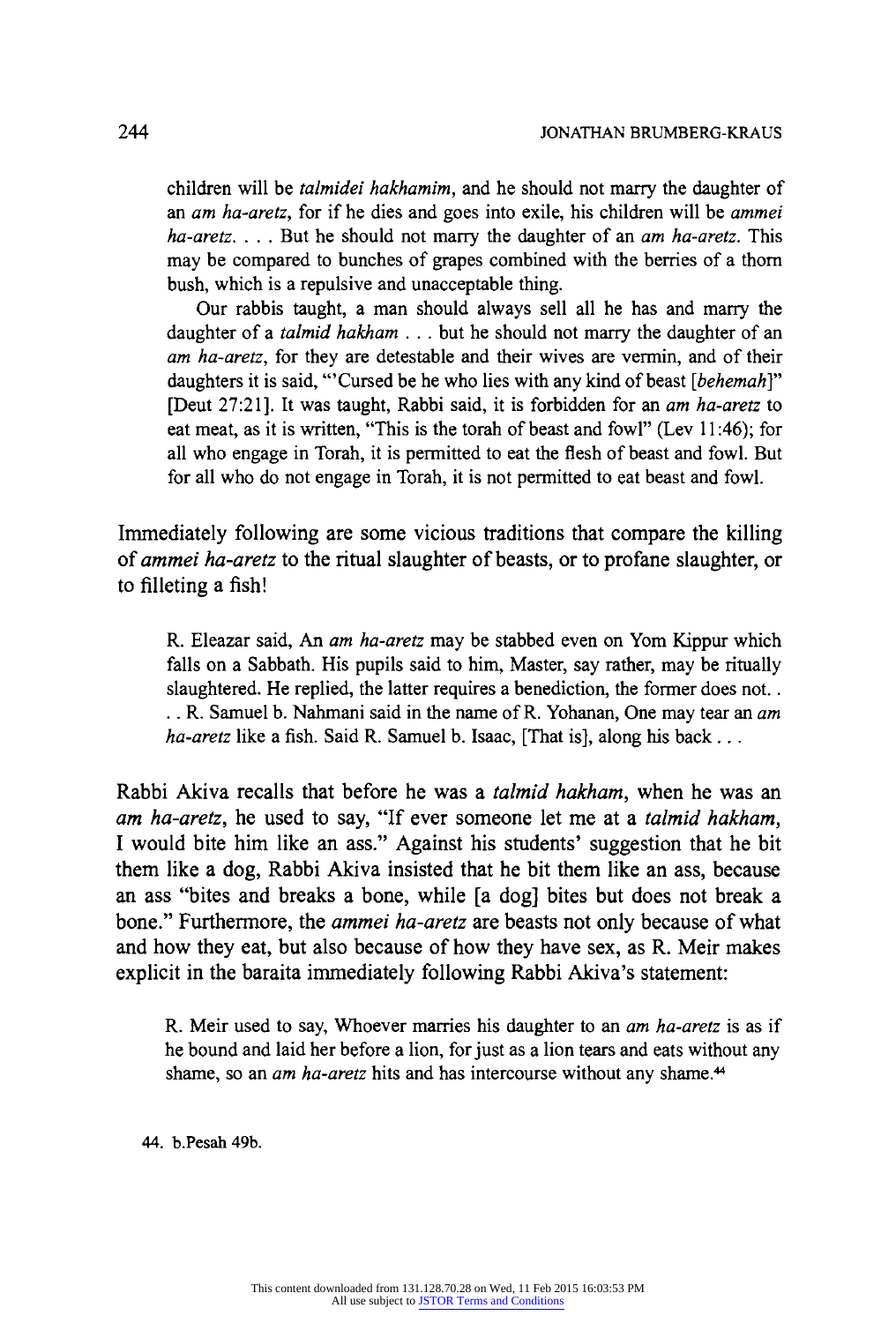children will be *talmidei hakhamim*, and he should not marry the daughter of an *am ha-aretz*, for if he dies and goes into exile, his children will be *ammei ha-aretz*. . . . But he should not marry the daughter of an *am ha-aretz*. This may be compared to bunches of grapes combined with the berries of a thorn bush, which is a repulsive and unacceptable thing.

> Our rabbis taught, a man should always sell all he has and marry the daughter of a *talmid hakham* . . . but he should not marry the daughter of an *am ha-aretz*, for they are detestable and their wives are vermin, and of their daughters it is said, "'Cursed be he who lies with any kind of beast [*behemah*]" [Deut 27:21]. It was taught, Rabbi said, it is forbidden for an *am ha-aretz* to eat meat, as it is written, "This is the torah of beast and fowl" (Lev 11:46); for all who engage in Torah, it is permitted to eat the flesh of beast and fowl. But for all who do not engage in Torah, it is not permitted to eat beast and fowl.

Immediately following are some vicious traditions that compare the killing of *ammei ha-aretz* to the ritual slaughter of beasts, or to profane slaughter, or to filleting a fish!

> R. Eleazar said, An *am ha-aretz* may be stabbed even on Yom Kippur which falls on a Sabbath. His pupils said to him, Master, say rather, may be ritually slaughtered. He replied, the latter requires a benediction, the former does not. . . . R. Samuel b. Nahmani said in the name of R. Yohanan, One may tear an *am ha-aretz* like a fish. Said R. Samuel b. Isaac, [That is], along his back . . .

Rabbi Akiva recalls that before he was a *talmid hakham*, when he was an *am ha-aretz*, he used to say, "If ever someone let me at a *talmid hakham*, I would bite him like an ass." Against his students' suggestion that he bit them like a dog, Rabbi Akiva insisted that he bit them like an ass, because an ass "bites and breaks a bone, while [a dog] bites but does not break a bone." Furthermore, the *ammei ha-aretz* are beasts not only because of what and how they eat, but also because of how they have sex, as R. Meir makes explicit in the baraita immediately following Rabbi Akiva's statement:

> R. Meir used to say, Whoever marries his daughter to an *am ha-aretz* is as if he bound and laid her before a lion, for just as a lion tears and eats without any shame, so an *am ha-aretz* hits and has intercourse without any shame.[44]

44. b.Pesah 49b.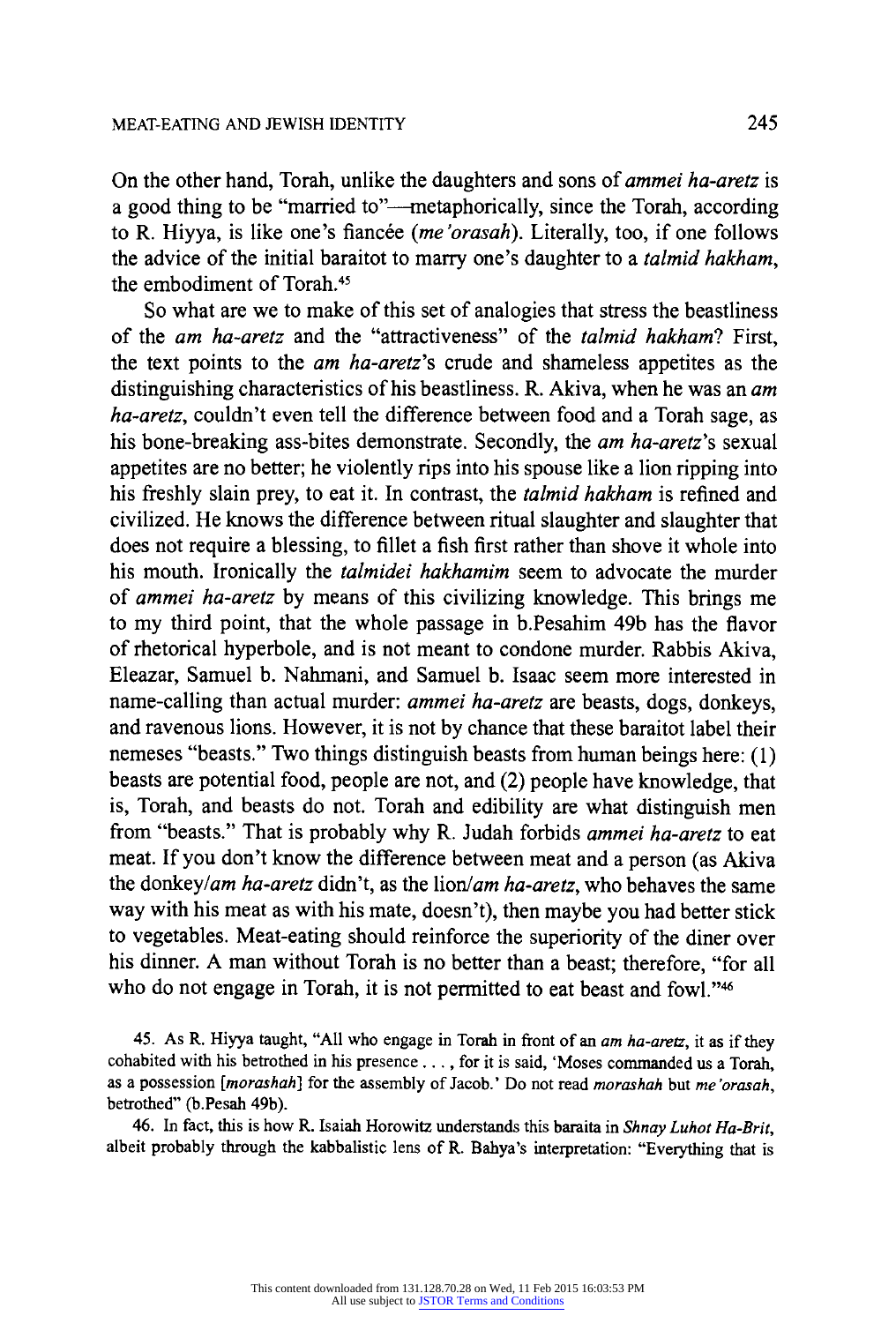On the other hand, Torah, unlike the daughters and sons of *ammei ha-aretz* is a good thing to be "married to"—metaphorically, since the Torah, according to R. Hiyya, is like one's fiancée (*me'orasah*). Literally, too, if one follows the advice of the initial baraitot to marry one's daughter to a *talmid hakham*, the embodiment of Torah.[45]

So what are we to make of this set of analogies that stress the beastliness of the *am ha-aretz* and the "attractiveness" of the *talmid hakham*? First, the text points to the *am ha-aretz*'s crude and shameless appetites as the distinguishing characteristics of his beastliness. R. Akiva, when he was an *am ha-aretz*, couldn't even tell the difference between food and a Torah sage, as his bone-breaking ass-bites demonstrate. Secondly, the *am ha-aretz*'s sexual appetites are no better; he violently rips into his spouse like a lion ripping into his freshly slain prey, to eat it. In contrast, the *talmid hakham* is refined and civilized. He knows the difference between ritual slaughter and slaughter that does not require a blessing, to fillet a fish first rather than shove it whole into his mouth. Ironically the *talmidei hakhamim* seem to advocate the murder of *ammei ha-aretz* by means of this civilizing knowledge. This brings me to my third point, that the whole passage in b.Pesahim 49b has the flavor of rhetorical hyperbole, and is not meant to condone murder. Rabbis Akiva, Eleazar, Samuel b. Nahmani, and Samuel b. Isaac seem more interested in name-calling than actual murder: *ammei ha-aretz* are beasts, dogs, donkeys, and ravenous lions. However, it is not by chance that these baraitot label their nemeses "beasts." Two things distinguish beasts from human beings here: (1) beasts are potential food, people are not, and (2) people have knowledge, that is, Torah, and beasts do not. Torah and edibility are what distinguish men from "beasts." That is probably why R. Judah forbids *ammei ha-aretz* to eat meat. If you don't know the difference between meat and a person (as Akiva the donkey/*am ha-aretz* didn't, as the lion/*am ha-aretz*, who behaves the same way with his meat as with his mate, doesn't), then maybe you had better stick to vegetables. Meat-eating should reinforce the superiority of the diner over his dinner. A man without Torah is no better than a beast; therefore, "for all who do not engage in Torah, it is not permitted to eat beast and fowl."[46]

45. As R. Hiyya taught, "All who engage in Torah in front of an *am ha-aretz*, it as if they cohabited with his betrothed in his presence . . . , for it is said, 'Moses commanded us a Torah, as a possession [*morashah*] for the assembly of Jacob.' Do not read *morashah* but *me'orasah*, betrothed" (b.Pesah 49b).

46. In fact, this is how R. Isaiah Horowitz understands this baraita in *Shnay Luhot Ha-Brit*, albeit probably through the kabbalistic lens of R. Bahya's interpretation: "Everything that is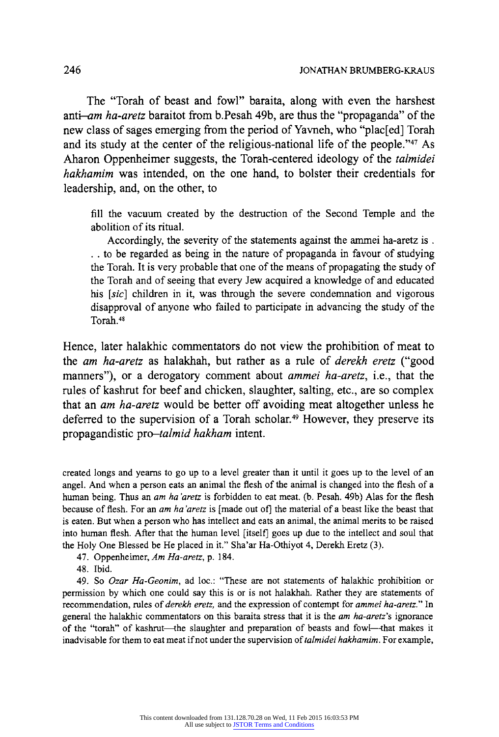The "Torah of beast and fowl" baraita, along with even the harshest anti–*am ha-aretz* baraitot from b.Pesah 49b, are thus the "propaganda" of the new class of sages emerging from the period of Yavneh, who "plac[ed] Torah and its study at the center of the religious-national life of the people."[47] As Aharon Oppenheimer suggests, the Torah-centered ideology of the *talmidei hakhamim* was intended, on the one hand, to bolster their credentials for leadership, and, on the other, to

> fill the vacuum created by the destruction of the Second Temple and the abolition of its ritual.
>
> Accordingly, the severity of the statements against the ammei ha-aretz is . . . to be regarded as being in the nature of propaganda in favour of studying the Torah. It is very probable that one of the means of propagating the study of the Torah and of seeing that every Jew acquired a knowledge of and educated his [*sic*] children in it, was through the severe condemnation and vigorous disapproval of anyone who failed to participate in advancing the study of the Torah.[48]

Hence, later halakhic commentators do not view the prohibition of meat to the *am ha-aretz* as halakhah, but rather as a rule of *derekh eretz* ("good manners"), or a derogatory comment about *ammei ha-aretz*, i.e., that the rules of kashrut for beef and chicken, slaughter, salting, etc., are so complex that an *am ha-aretz* would be better off avoiding meat altogether unless he deferred to the supervision of a Torah scholar.[49] However, they preserve its propagandistic pro–*talmid hakham* intent.

---

created longs and yearns to go up to a level greater than it until it goes up to the level of an angel. And when a person eats an animal the flesh of the animal is changed into the flesh of a human being. Thus an *am ha'aretz* is forbidden to eat meat. (b. Pesah. 49b) Alas for the flesh because of flesh. For an *am ha'aretz* is [made out of] the material of a beast like the beast that is eaten. But when a person who has intellect and eats an animal, the animal merits to be raised into human flesh. After that the human level [itself] goes up due to the intellect and soul that the Holy One Blessed be He placed in it." Sha'ar Ha-Othiyot 4, Derekh Eretz (3).

47. Oppenheimer, *Am Ha-aretz*, p. 184.

48. Ibid.

49. So *Ozar Ha-Geonim*, ad loc.: "These are not statements of halakhic prohibition or permission by which one could say this is or is not halakhah. Rather they are statements of recommendation, rules of *derekh eretz,* and the expression of contempt for *ammei ha-aretz.*" In general the halakhic commentators on this baraita stress that it is the *am ha-aretz*'s ignorance of the "torah" of kashrut—the slaughter and preparation of beasts and fowl—that makes it inadvisable for them to eat meat if not under the supervision of *talmidei hakhamim*. For example,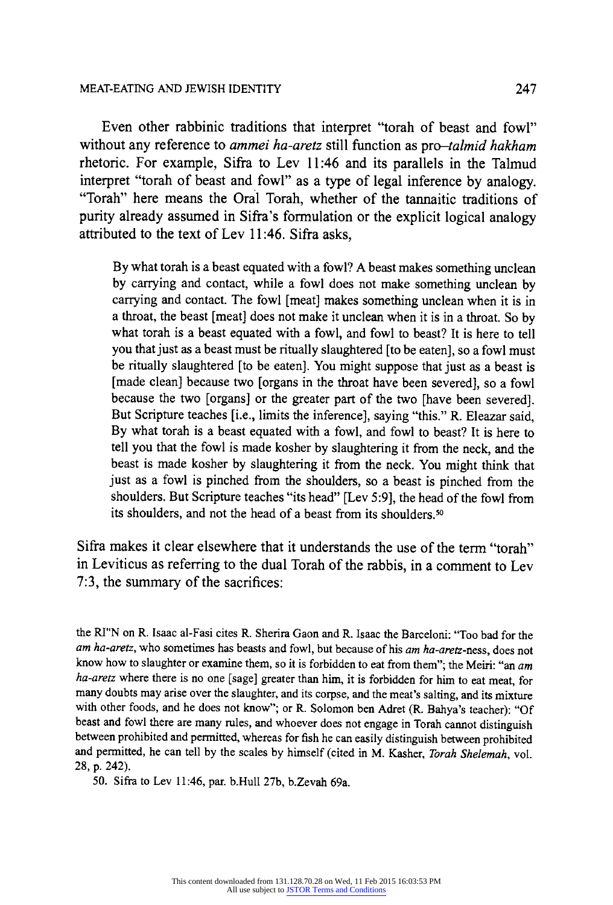Even other rabbinic traditions that interpret "torah of beast and fowl" without any reference to *ammei ha-aretz* still function as pro–*talmid hakham* rhetoric. For example, Sifra to Lev 11:46 and its parallels in the Talmud interpret "torah of beast and fowl" as a type of legal inference by analogy. "Torah" here means the Oral Torah, whether of the tannaitic traditions of purity already assumed in Sifra's formulation or the explicit logical analogy attributed to the text of Lev 11:46. Sifra asks,

> By what torah is a beast equated with a fowl? A beast makes something unclean by carrying and contact, while a fowl does not make something unclean by carrying and contact. The fowl [meat] makes something unclean when it is in a throat, the beast [meat] does not make it unclean when it is in a throat. So by what torah is a beast equated with a fowl, and fowl to beast? It is here to tell you that just as a beast must be ritually slaughtered [to be eaten], so a fowl must be ritually slaughtered [to be eaten]. You might suppose that just as a beast is [made clean] because two [organs in the throat have been severed], so a fowl because the two [organs] or the greater part of the two [have been severed]. But Scripture teaches [i.e., limits the inference], saying "this." R. Eleazar said, By what torah is a beast equated with a fowl, and fowl to beast? It is here to tell you that the fowl is made kosher by slaughtering it from the neck, and the beast is made kosher by slaughtering it from the neck. You might think that just as a fowl is pinched from the shoulders, so a beast is pinched from the shoulders. But Scripture teaches "its head" [Lev 5:9], the head of the fowl from its shoulders, and not the head of a beast from its shoulders.[50]

Sifra makes it clear elsewhere that it understands the use of the term "torah" in Leviticus as referring to the dual Torah of the rabbis, in a comment to Lev 7:3, the summary of the sacrifices:

the RI"N on R. Isaac al-Fasi cites R. Sherira Gaon and R. Isaac the Barceloni: "Too bad for the *am ha-aretz*, who sometimes has beasts and fowl, but because of his *am ha-aretz*-ness, does not know how to slaughter or examine them, so it is forbidden to eat from them"; the Meiri: "an *am ha-aretz* where there is no one [sage] greater than him, it is forbidden for him to eat meat, for many doubts may arise over the slaughter, and its corpse, and the meat's salting, and its mixture with other foods, and he does not know"; or R. Solomon ben Adret (R. Bahya's teacher): "Of beast and fowl there are many rules, and whoever does not engage in Torah cannot distinguish between prohibited and permitted, whereas for fish he can easily distinguish between prohibited and permitted, he can tell by the scales by himself (cited in M. Kasher, *Torah Shelemah*, vol. 28, p. 242).

50. Sifra to Lev 11:46, par. b.Hull 27b, b.Zevah 69a.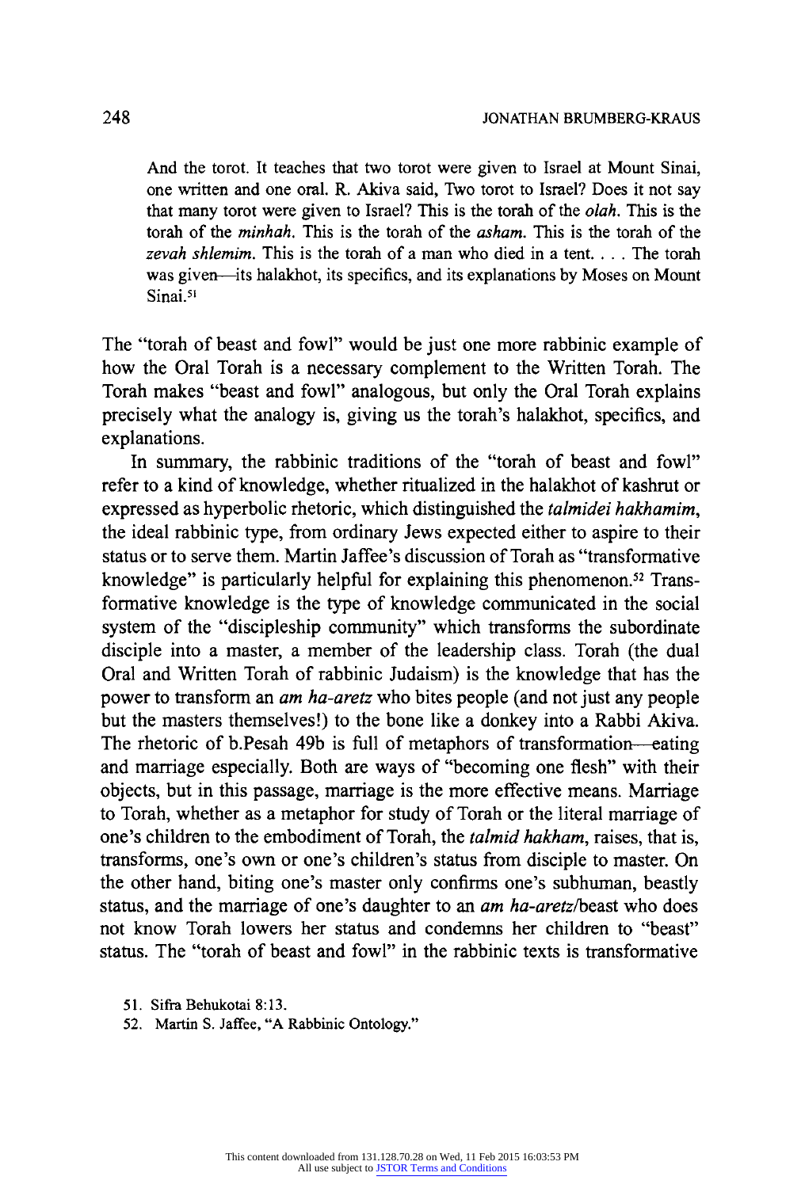> And the torot. It teaches that two torot were given to Israel at Mount Sinai, one written and one oral. R. Akiva said, Two torot to Israel? Does it not say that many torot were given to Israel? This is the torah of the *olah*. This is the torah of the *minhah*. This is the torah of the *asham*. This is the torah of the *zevah shlemim*. This is the torah of a man who died in a tent. . . . The torah was given—its halakhot, its specifics, and its explanations by Moses on Mount Sinai.[51]

The "torah of beast and fowl" would be just one more rabbinic example of how the Oral Torah is a necessary complement to the Written Torah. The Torah makes "beast and fowl" analogous, but only the Oral Torah explains precisely what the analogy is, giving us the torah's halakhot, specifics, and explanations.

In summary, the rabbinic traditions of the "torah of beast and fowl" refer to a kind of knowledge, whether ritualized in the halakhot of kashrut or expressed as hyperbolic rhetoric, which distinguished the *talmidei hakhamim*, the ideal rabbinic type, from ordinary Jews expected either to aspire to their status or to serve them. Martin Jaffee's discussion of Torah as "transformative knowledge" is particularly helpful for explaining this phenomenon.[52] Transformative knowledge is the type of knowledge communicated in the social system of the "discipleship community" which transforms the subordinate disciple into a master, a member of the leadership class. Torah (the dual Oral and Written Torah of rabbinic Judaism) is the knowledge that has the power to transform an *am ha-aretz* who bites people (and not just any people but the masters themselves!) to the bone like a donkey into a Rabbi Akiva. The rhetoric of b.Pesah 49b is full of metaphors of transformation—eating and marriage especially. Both are ways of "becoming one flesh" with their objects, but in this passage, marriage is the more effective means. Marriage to Torah, whether as a metaphor for study of Torah or the literal marriage of one's children to the embodiment of Torah, the *talmid hakham*, raises, that is, transforms, one's own or one's children's status from disciple to master. On the other hand, biting one's master only confirms one's subhuman, beastly status, and the marriage of one's daughter to an *am ha-aretz*/beast who does not know Torah lowers her status and condemns her children to "beast" status. The "torah of beast and fowl" in the rabbinic texts is transformative

51. Sifra Behukotai 8:13.

52. Martin S. Jaffee, "A Rabbinic Ontology."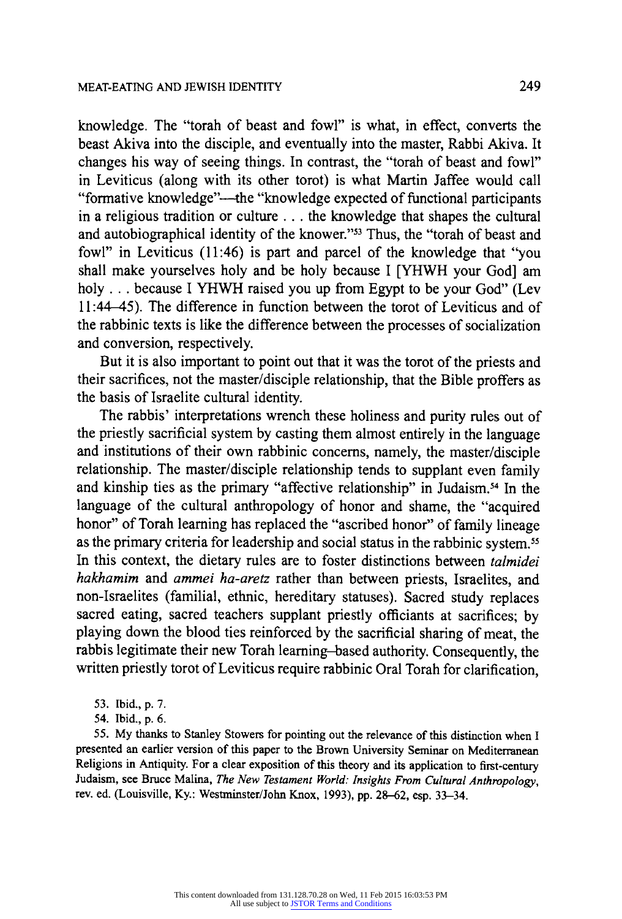knowledge. The "torah of beast and fowl" is what, in effect, converts the beast Akiva into the disciple, and eventually into the master, Rabbi Akiva. It changes his way of seeing things. In contrast, the "torah of beast and fowl" in Leviticus (along with its other torot) is what Martin Jaffee would call "formative knowledge"—the "knowledge expected of functional participants in a religious tradition or culture . . . the knowledge that shapes the cultural and autobiographical identity of the knower."[53] Thus, the "torah of beast and fowl" in Leviticus (11:46) is part and parcel of the knowledge that "you shall make yourselves holy and be holy because I [YHWH your God] am holy . . . because I YHWH raised you up from Egypt to be your God" (Lev 11:44–45). The difference in function between the torot of Leviticus and of the rabbinic texts is like the difference between the processes of socialization and conversion, respectively.

But it is also important to point out that it was the torot of the priests and their sacrifices, not the master/disciple relationship, that the Bible proffers as the basis of Israelite cultural identity.

The rabbis' interpretations wrench these holiness and purity rules out of the priestly sacrificial system by casting them almost entirely in the language and institutions of their own rabbinic concerns, namely, the master/disciple relationship. The master/disciple relationship tends to supplant even family and kinship ties as the primary "affective relationship" in Judaism.[54] In the language of the cultural anthropology of honor and shame, the "acquired honor" of Torah learning has replaced the "ascribed honor" of family lineage as the primary criteria for leadership and social status in the rabbinic system.[55] In this context, the dietary rules are to foster distinctions between *talmidei hakhamim* and *ammei ha-aretz* rather than between priests, Israelites, and non-Israelites (familial, ethnic, hereditary statuses). Sacred study replaces sacred eating, sacred teachers supplant priestly officiants at sacrifices; by playing down the blood ties reinforced by the sacrificial sharing of meat, the rabbis legitimate their new Torah learning–based authority. Consequently, the written priestly torot of Leviticus require rabbinic Oral Torah for clarification,

53. Ibid., p. 7.

54. Ibid., p. 6.

55. My thanks to Stanley Stowers for pointing out the relevance of this distinction when I presented an earlier version of this paper to the Brown University Seminar on Mediterranean Religions in Antiquity. For a clear exposition of this theory and its application to first-century Judaism, see Bruce Malina, *The New Testament World: Insights From Cultural Anthropology*, rev. ed. (Louisville, Ky.: Westminster/John Knox, 1993), pp. 28–62, esp. 33–34.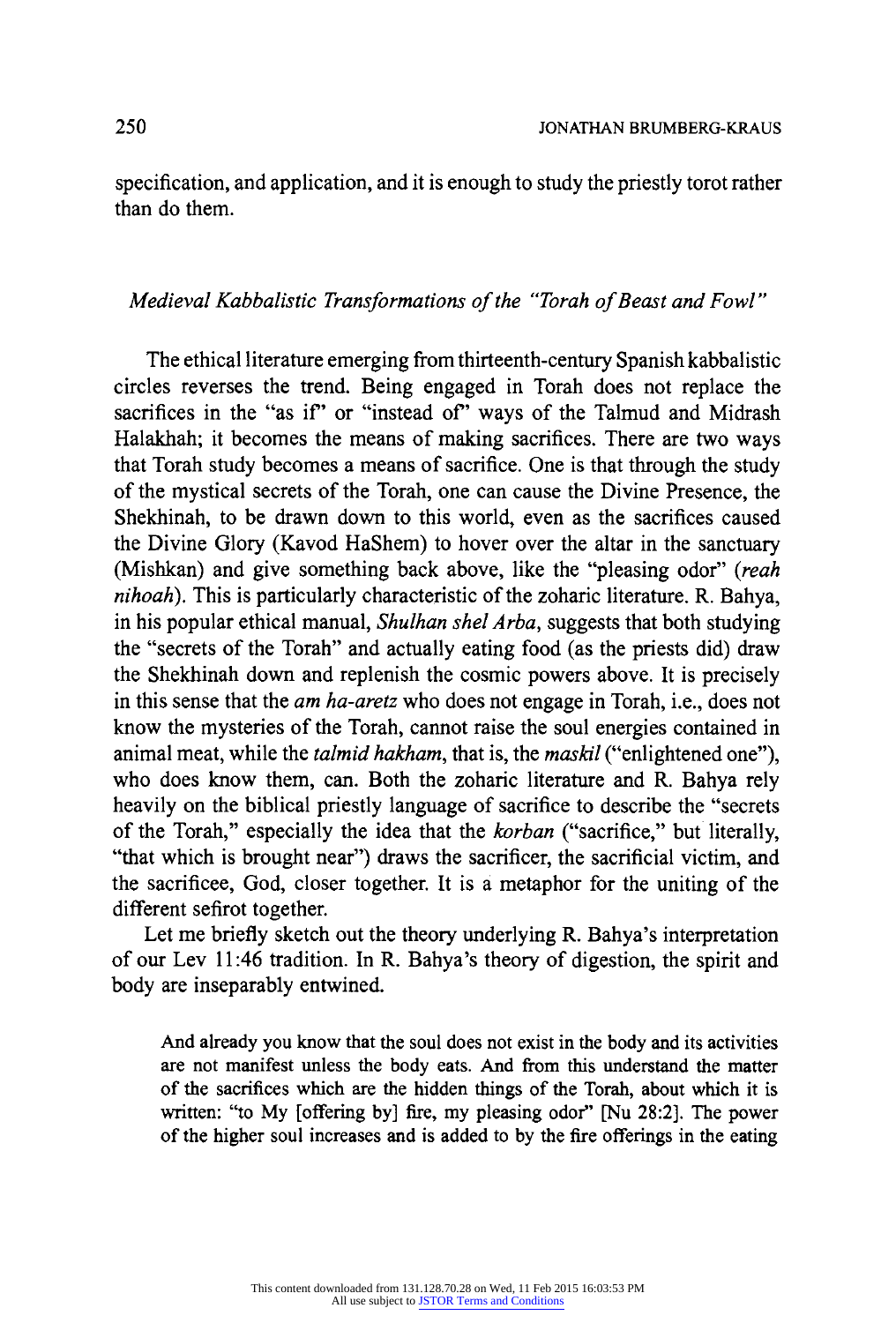specification, and application, and it is enough to study the priestly torot rather than do them.

### *Medieval Kabbalistic Transformations of the "Torah of Beast and Fowl"*

The ethical literature emerging from thirteenth-century Spanish kabbalistic circles reverses the trend. Being engaged in Torah does not replace the sacrifices in the "as if" or "instead of" ways of the Talmud and Midrash Halakhah; it becomes the means of making sacrifices. There are two ways that Torah study becomes a means of sacrifice. One is that through the study of the mystical secrets of the Torah, one can cause the Divine Presence, the Shekhinah, to be drawn down to this world, even as the sacrifices caused the Divine Glory (Kavod HaShem) to hover over the altar in the sanctuary (Mishkan) and give something back above, like the "pleasing odor" (*reah nihoah*). This is particularly characteristic of the zoharic literature. R. Bahya, in his popular ethical manual, *Shulhan shel Arba*, suggests that both studying the "secrets of the Torah" and actually eating food (as the priests did) draw the Shekhinah down and replenish the cosmic powers above. It is precisely in this sense that the *am ha-aretz* who does not engage in Torah, i.e., does not know the mysteries of the Torah, cannot raise the soul energies contained in animal meat, while the *talmid hakham*, that is, the *maskil* ("enlightened one"), who does know them, can. Both the zoharic literature and R. Bahya rely heavily on the biblical priestly language of sacrifice to describe the "secrets of the Torah," especially the idea that the *korban* ("sacrifice," but literally, "that which is brought near") draws the sacrificer, the sacrificial victim, and the sacrificee, God, closer together. It is a metaphor for the uniting of the different sefirot together.

Let me briefly sketch out the theory underlying R. Bahya's interpretation of our Lev 11:46 tradition. In R. Bahya's theory of digestion, the spirit and body are inseparably entwined.

> And already you know that the soul does not exist in the body and its activities are not manifest unless the body eats. And from this understand the matter of the sacrifices which are the hidden things of the Torah, about which it is written: "to My [offering by] fire, my pleasing odor" [Nu 28:2]. The power of the higher soul increases and is added to by the fire offerings in the eating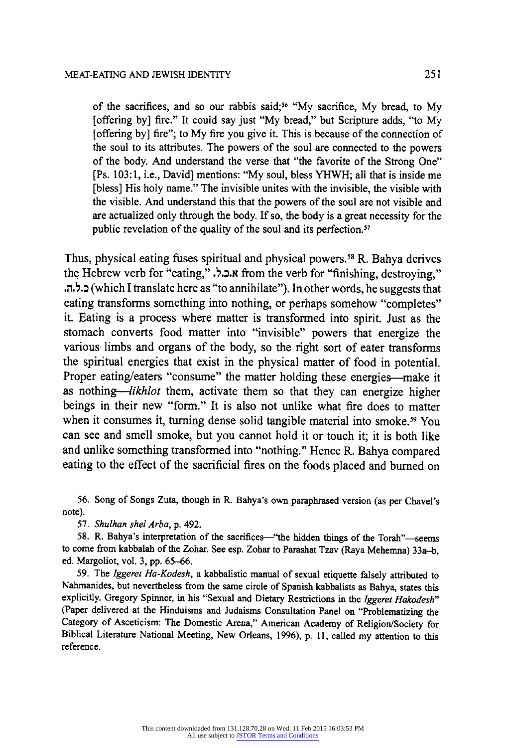of the sacrifices, and so our rabbis said;[56] "My sacrifice, My bread, to My [offering by] fire." It could say just "My bread," but Scripture adds, "to My [offering by] fire"; to My fire you give it. This is because of the connection of the soul to its attributes. The powers of the soul are connected to the powers of the body. And understand the verse that "the favorite of the Strong One" [Ps. 103:1, i.e., David] mentions: "My soul, bless YHWH; all that is inside me [bless] His holy name." The invisible unites with the invisible, the visible with the visible. And understand this that the powers of the soul are not visible and are actualized only through the body. If so, the body is a great necessity for the public revelation of the quality of the soul and its perfection.[57]

Thus, physical eating fuses spiritual and physical powers.[58] R. Bahya derives the Hebrew verb for "eating," א.כ.ל. from the verb for "finishing, destroying," כ.ל.ה. (which I translate here as "to annihilate"). In other words, he suggests that eating transforms something into nothing, or perhaps somehow "completes" it. Eating is a process where matter is transformed into spirit. Just as the stomach converts food matter into "invisible" powers that energize the various limbs and organs of the body, so the right sort of eater transforms the spiritual energies that exist in the physical matter of food in potential. Proper eating/eaters "consume" the matter holding these energies—make it as nothing—*likhlot* them, activate them so that they can energize higher beings in their new "form." It is also not unlike what fire does to matter when it consumes it, turning dense solid tangible material into smoke.[59] You can see and smell smoke, but you cannot hold it or touch it; it is both like and unlike something transformed into "nothing." Hence R. Bahya compared eating to the effect of the sacrificial fires on the foods placed and burned on

56. Song of Songs Zuta, though in R. Bahya's own paraphrased version (as per Chavel's note).

57. *Shulhan shel Arba*, p. 492.

58. R. Bahya's interpretation of the sacrifices—"the hidden things of the Torah"—seems to come from kabbalah of the Zohar. See esp. Zohar to Parashat Tzav (Raya Mehemna) 33a–b, ed. Margoliot, vol. 3, pp. 65–66.

59. The *Iggeret Ha-Kodesh*, a kabbalistic manual of sexual etiquette falsely attributed to Nahmanides, but nevertheless from the same circle of Spanish kabbalists as Bahya, states this explicitly. Gregory Spinner, in his "Sexual and Dietary Restrictions in the *Iggeret Hakodesh*" (Paper delivered at the Hinduisms and Judaisms Consultation Panel on "Problematizing the Category of Asceticism: The Domestic Arena," American Academy of Religion/Society for Biblical Literature National Meeting, New Orleans, 1996), p. 11, called my attention to this reference.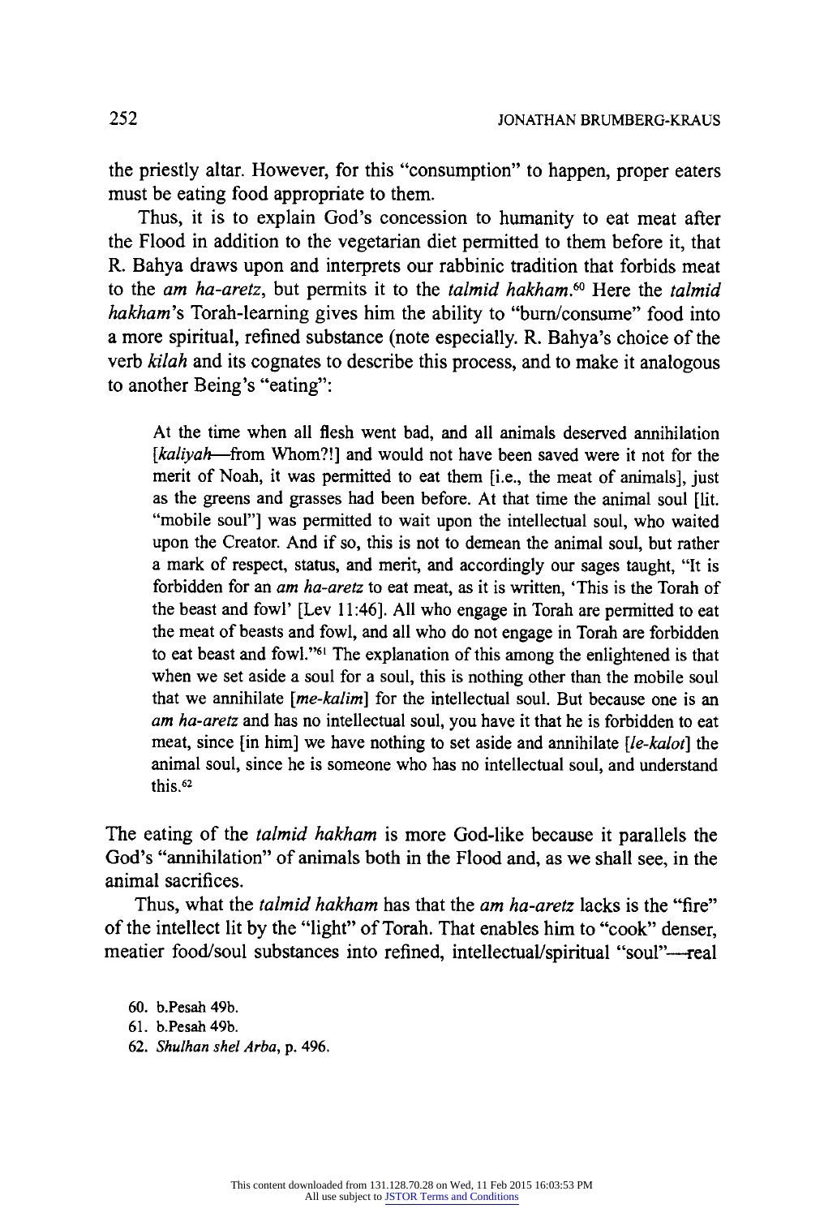the priestly altar. However, for this "consumption" to happen, proper eaters must be eating food appropriate to them.

Thus, it is to explain God's concession to humanity to eat meat after the Flood in addition to the vegetarian diet permitted to them before it, that R. Bahya draws upon and interprets our rabbinic tradition that forbids meat to the *am ha-aretz*, but permits it to the *talmid hakham*.[60] Here the *talmid hakham*'s Torah-learning gives him the ability to "burn/consume" food into a more spiritual, refined substance (note especially. R. Bahya's choice of the verb *kilah* and its cognates to describe this process, and to make it analogous to another Being's "eating":

> At the time when all flesh went bad, and all animals deserved annihilation [*kaliyah*—from Whom?!] and would not have been saved were it not for the merit of Noah, it was permitted to eat them [i.e., the meat of animals], just as the greens and grasses had been before. At that time the animal soul [lit. "mobile soul"] was permitted to wait upon the intellectual soul, who waited upon the Creator. And if so, this is not to demean the animal soul, but rather a mark of respect, status, and merit, and accordingly our sages taught, "It is forbidden for an *am ha-aretz* to eat meat, as it is written, 'This is the Torah of the beast and fowl' [Lev 11:46]. All who engage in Torah are permitted to eat the meat of beasts and fowl, and all who do not engage in Torah are forbidden to eat beast and fowl."[61] The explanation of this among the enlightened is that when we set aside a soul for a soul, this is nothing other than the mobile soul that we annihilate [*me-kalim*] for the intellectual soul. But because one is an *am ha-aretz* and has no intellectual soul, you have it that he is forbidden to eat meat, since [in him] we have nothing to set aside and annihilate [*le-kalot*] the animal soul, since he is someone who has no intellectual soul, and understand this.[62]

The eating of the *talmid hakham* is more God-like because it parallels the God's "annihilation" of animals both in the Flood and, as we shall see, in the animal sacrifices.

Thus, what the *talmid hakham* has that the *am ha-aretz* lacks is the "fire" of the intellect lit by the "light" of Torah. That enables him to "cook" denser, meatier food/soul substances into refined, intellectual/spiritual "soul"—real

60. b.Pesah 49b.

61. b.Pesah 49b.

62. *Shulhan shel Arba*, p. 496.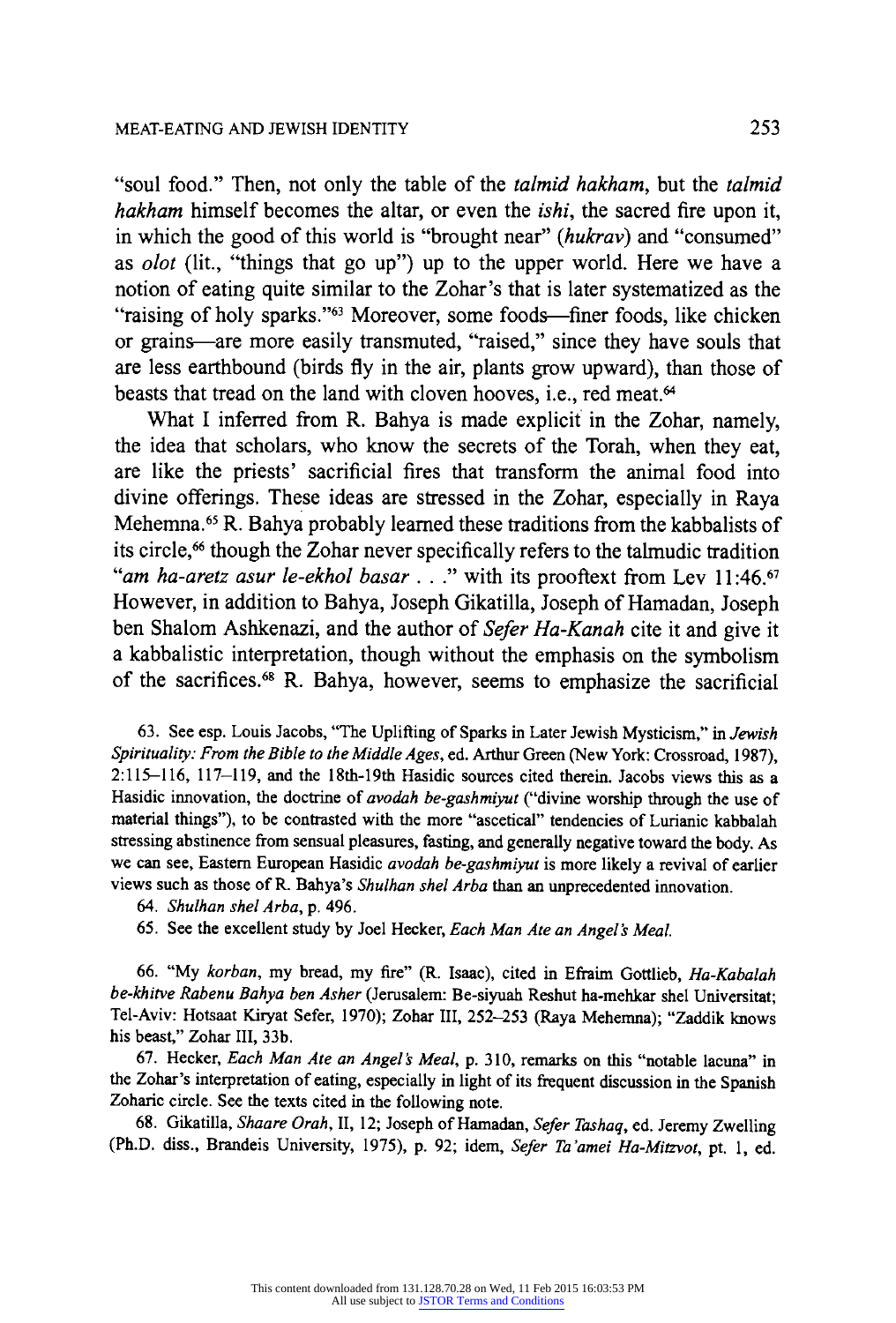"soul food." Then, not only the table of the *talmid hakham*, but the *talmid hakham* himself becomes the altar, or even the *ishi*, the sacred fire upon it, in which the good of this world is "brought near" (*hukrav*) and "consumed" as *olot* (lit., "things that go up") up to the upper world. Here we have a notion of eating quite similar to the Zohar's that is later systematized as the "raising of holy sparks."[63] Moreover, some foods—finer foods, like chicken or grains—are more easily transmuted, "raised," since they have souls that are less earthbound (birds fly in the air, plants grow upward), than those of beasts that tread on the land with cloven hooves, i.e., red meat.[64]

What I inferred from R. Bahya is made explicit in the Zohar, namely, the idea that scholars, who know the secrets of the Torah, when they eat, are like the priests' sacrificial fires that transform the animal food into divine offerings. These ideas are stressed in the Zohar, especially in Raya Mehemna.[65] R. Bahya probably learned these traditions from the kabbalists of its circle,[66] though the Zohar never specifically refers to the talmudic tradition "*am ha-aretz asur le-ekhol basar* . . ." with its prooftext from Lev 11:46.[67] However, in addition to Bahya, Joseph Gikatilla, Joseph of Hamadan, Joseph ben Shalom Ashkenazi, and the author of *Sefer Ha-Kanah* cite it and give it a kabbalistic interpretation, though without the emphasis on the symbolism of the sacrifices.[68] R. Bahya, however, seems to emphasize the sacrificial

63. See esp. Louis Jacobs, "The Uplifting of Sparks in Later Jewish Mysticism," in *Jewish Spirituality: From the Bible to the Middle Ages*, ed. Arthur Green (New York: Crossroad, 1987), 2:115–116, 117–119, and the 18th-19th Hasidic sources cited therein. Jacobs views this as a Hasidic innovation, the doctrine of *avodah be-gashmiyut* ("divine worship through the use of material things"), to be contrasted with the more "ascetical" tendencies of Lurianic kabbalah stressing abstinence from sensual pleasures, fasting, and generally negative toward the body. As we can see, Eastern European Hasidic *avodah be-gashmiyut* is more likely a revival of earlier views such as those of R. Bahya's *Shulhan shel Arba* than an unprecedented innovation.

64. *Shulhan shel Arba*, p. 496.

65. See the excellent study by Joel Hecker, *Each Man Ate an Angel's Meal*.

66. "My *korban*, my bread, my fire" (R. Isaac), cited in Efraim Gottlieb, *Ha-Kabalah be-khitve Rabenu Bahya ben Asher* (Jerusalem: Be-siyuah Reshut ha-mehkar shel Universitat; Tel-Aviv: Hotsaat Kiryat Sefer, 1970); Zohar III, 252–253 (Raya Mehemna); "Zaddik knows his beast," Zohar III, 33b.

67. Hecker, *Each Man Ate an Angel's Meal*, p. 310, remarks on this "notable lacuna" in the Zohar's interpretation of eating, especially in light of its frequent discussion in the Spanish Zoharic circle. See the texts cited in the following note.

68. Gikatilla, *Shaare Orah*, II, 12; Joseph of Hamadan, *Sefer Tashaq*, ed. Jeremy Zwelling (Ph.D. diss., Brandeis University, 1975), p. 92; idem, *Sefer Ta'amei Ha-Mitzvot*, pt. 1, ed.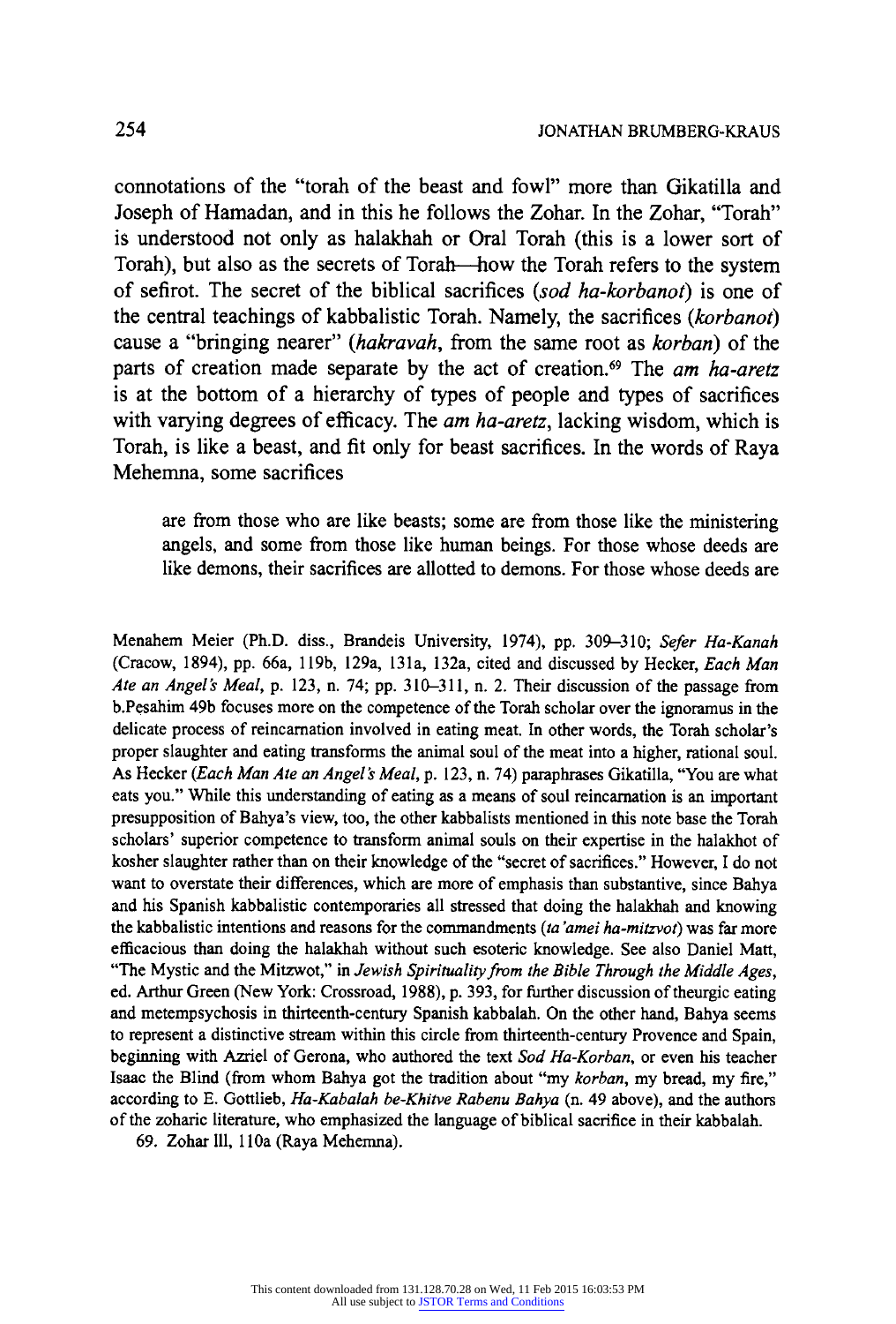connotations of the "torah of the beast and fowl" more than Gikatilla and Joseph of Hamadan, and in this he follows the Zohar. In the Zohar, "Torah" is understood not only as halakhah or Oral Torah (this is a lower sort of Torah), but also as the secrets of Torah—how the Torah refers to the system of sefirot. The secret of the biblical sacrifices (*sod ha-korbanot*) is one of the central teachings of kabbalistic Torah. Namely, the sacrifices (*korbanot*) cause a "bringing nearer" (*hakravah*, from the same root as *korban*) of the parts of creation made separate by the act of creation.[69] The *am ha-aretz* is at the bottom of a hierarchy of types of people and types of sacrifices with varying degrees of efficacy. The *am ha-aretz*, lacking wisdom, which is Torah, is like a beast, and fit only for beast sacrifices. In the words of Raya Mehemna, some sacrifices

> are from those who are like beasts; some are from those like the ministering angels, and some from those like human beings. For those whose deeds are like demons, their sacrifices are allotted to demons. For those whose deeds are

Menahem Meier (Ph.D. diss., Brandeis University, 1974), pp. 309–310; *Sefer Ha-Kanah* (Cracow, 1894), pp. 66a, 119b, 129a, 131a, 132a, cited and discussed by Hecker, *Each Man Ate an Angel's Meal*, p. 123, n. 74; pp. 310–311, n. 2. Their discussion of the passage from b.Pesahim 49b focuses more on the competence of the Torah scholar over the ignoramus in the delicate process of reincarnation involved in eating meat. In other words, the Torah scholar's proper slaughter and eating transforms the animal soul of the meat into a higher, rational soul. As Hecker (*Each Man Ate an Angel's Meal*, p. 123, n. 74) paraphrases Gikatilla, "You are what eats you." While this understanding of eating as a means of soul reincarnation is an important presupposition of Bahya's view, too, the other kabbalists mentioned in this note base the Torah scholars' superior competence to transform animal souls on their expertise in the halakhot of kosher slaughter rather than on their knowledge of the "secret of sacrifices." However, I do not want to overstate their differences, which are more of emphasis than substantive, since Bahya and his Spanish kabbalistic contemporaries all stressed that doing the halakhah and knowing the kabbalistic intentions and reasons for the commandments (*ta'amei ha-mitzvot*) was far more efficacious than doing the halakhah without such esoteric knowledge. See also Daniel Matt, "The Mystic and the Mitzwot," in *Jewish Spirituality from the Bible Through the Middle Ages*, ed. Arthur Green (New York: Crossroad, 1988), p. 393, for further discussion of theurgic eating and metempsychosis in thirteenth-century Spanish kabbalah. On the other hand, Bahya seems to represent a distinctive stream within this circle from thirteenth-century Provence and Spain, beginning with Azriel of Gerona, who authored the text *Sod Ha-Korban*, or even his teacher Isaac the Blind (from whom Bahya got the tradition about "my *korban*, my bread, my fire," according to E. Gottlieb, *Ha-Kabalah be-Khitve Rabenu Bahya* (n. 49 above), and the authors of the zoharic literature, who emphasized the language of biblical sacrifice in their kabbalah.

69. Zohar III, 110a (Raya Mehemna).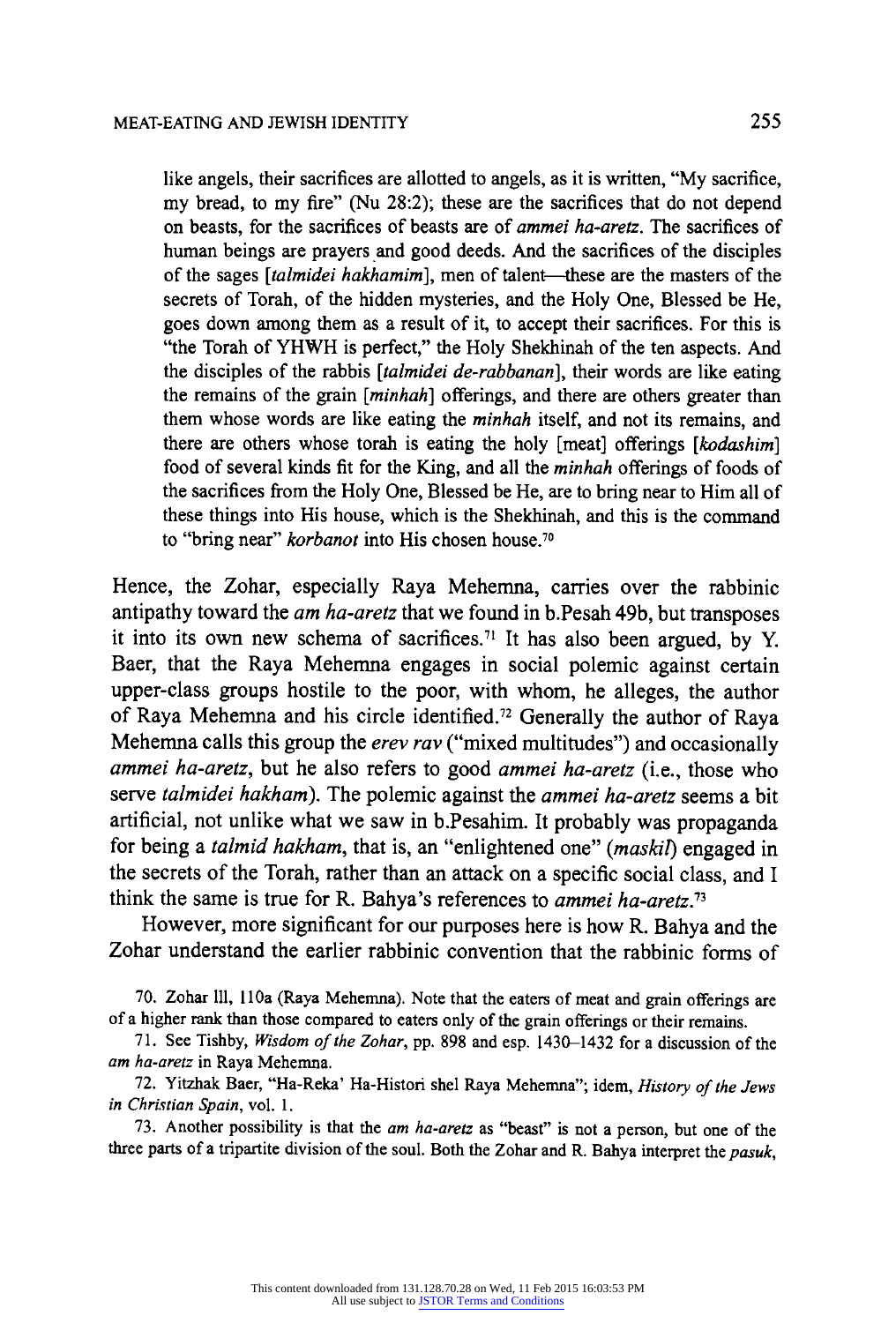like angels, their sacrifices are allotted to angels, as it is written, "My sacrifice, my bread, to my fire" (Nu 28:2); these are the sacrifices that do not depend on beasts, for the sacrifices of beasts are of *ammei ha-aretz*. The sacrifices of human beings are prayers and good deeds. And the sacrifices of the disciples of the sages [*talmidei hakhamim*], men of talent—these are the masters of the secrets of Torah, of the hidden mysteries, and the Holy One, Blessed be He, goes down among them as a result of it, to accept their sacrifices. For this is "the Torah of YHWH is perfect," the Holy Shekhinah of the ten aspects. And the disciples of the rabbis [*talmidei de-rabbanan*], their words are like eating the remains of the grain [*minhah*] offerings, and there are others greater than them whose words are like eating the *minhah* itself, and not its remains, and there are others whose torah is eating the holy [meat] offerings [*kodashim*] food of several kinds fit for the King, and all the *minhah* offerings of foods of the sacrifices from the Holy One, Blessed be He, are to bring near to Him all of these things into His house, which is the Shekhinah, and this is the command to "bring near" *korbanot* into His chosen house.[70]

Hence, the Zohar, especially Raya Mehemna, carries over the rabbinic antipathy toward the *am ha-aretz* that we found in b.Pesah 49b, but transposes it into its own new schema of sacrifices.[71] It has also been argued, by Y. Baer, that the Raya Mehemna engages in social polemic against certain upper-class groups hostile to the poor, with whom, he alleges, the author of Raya Mehemna and his circle identified.[72] Generally the author of Raya Mehemna calls this group the *erev rav* ("mixed multitudes") and occasionally *ammei ha-aretz*, but he also refers to good *ammei ha-aretz* (i.e., those who serve *talmidei hakham*). The polemic against the *ammei ha-aretz* seems a bit artificial, not unlike what we saw in b.Pesahim. It probably was propaganda for being a *talmid hakham*, that is, an "enlightened one" (*maskil*) engaged in the secrets of the Torah, rather than an attack on a specific social class, and I think the same is true for R. Bahya's references to *ammei ha-aretz*.[73]

However, more significant for our purposes here is how R. Bahya and the Zohar understand the earlier rabbinic convention that the rabbinic forms of

70. Zohar III, 110a (Raya Mehemna). Note that the eaters of meat and grain offerings are of a higher rank than those compared to eaters only of the grain offerings or their remains.

71. See Tishby, *Wisdom of the Zohar*, pp. 898 and esp. 1430–1432 for a discussion of the *am ha-aretz* in Raya Mehemna.

72. Yitzhak Baer, "Ha-Reka' Ha-Histori shel Raya Mehemna"; idem, *History of the Jews in Christian Spain*, vol. 1.

73. Another possibility is that the *am ha-aretz* as "beast" is not a person, but one of the three parts of a tripartite division of the soul. Both the Zohar and R. Bahya interpret the *pasuk*,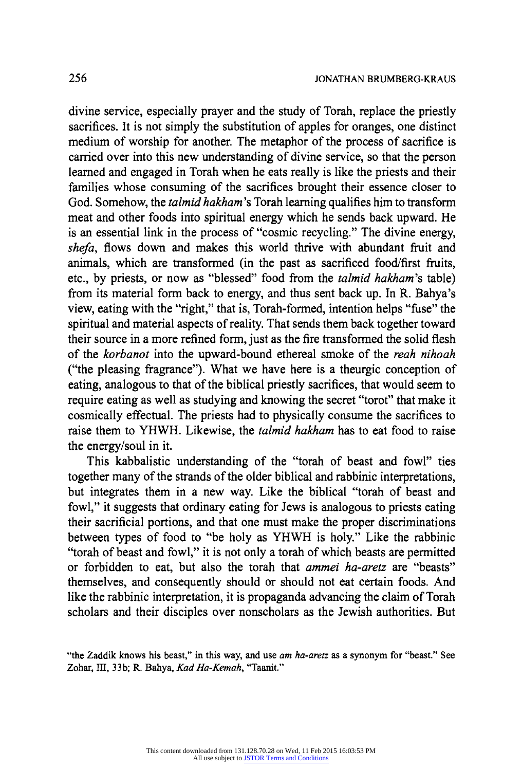divine service, especially prayer and the study of Torah, replace the priestly sacrifices. It is not simply the substitution of apples for oranges, one distinct medium of worship for another. The metaphor of the process of sacrifice is carried over into this new understanding of divine service, so that the person learned and engaged in Torah when he eats really is like the priests and their families whose consuming of the sacrifices brought their essence closer to God. Somehow, the *talmid hakham*'s Torah learning qualifies him to transform meat and other foods into spiritual energy which he sends back upward. He is an essential link in the process of "cosmic recycling." The divine energy, *shefa*, flows down and makes this world thrive with abundant fruit and animals, which are transformed (in the past as sacrificed food/first fruits, etc., by priests, or now as "blessed" food from the *talmid hakham*'s table) from its material form back to energy, and thus sent back up. In R. Bahya's view, eating with the "right," that is, Torah-formed, intention helps "fuse" the spiritual and material aspects of reality. That sends them back together toward their source in a more refined form, just as the fire transformed the solid flesh of the *korbanot* into the upward-bound ethereal smoke of the *reah nihoah* ("the pleasing fragrance"). What we have here is a theurgic conception of eating, analogous to that of the biblical priestly sacrifices, that would seem to require eating as well as studying and knowing the secret "torot" that make it cosmically effectual. The priests had to physically consume the sacrifices to raise them to YHWH. Likewise, the *talmid hakham* has to eat food to raise the energy/soul in it.

This kabbalistic understanding of the "torah of beast and fowl" ties together many of the strands of the older biblical and rabbinic interpretations, but integrates them in a new way. Like the biblical "torah of beast and fowl," it suggests that ordinary eating for Jews is analogous to priests eating their sacrificial portions, and that one must make the proper discriminations between types of food to "be holy as YHWH is holy." Like the rabbinic "torah of beast and fowl," it is not only a torah of which beasts are permitted or forbidden to eat, but also the torah that *ammei ha-aretz* are "beasts" themselves, and consequently should or should not eat certain foods. And like the rabbinic interpretation, it is propaganda advancing the claim of Torah scholars and their disciples over nonscholars as the Jewish authorities. But

"the Zaddik knows his beast," in this way, and use *am ha-aretz* as a synonym for "beast." See Zohar, III, 33b; R. Bahya, *Kad Ha-Kemah*, "Taanit."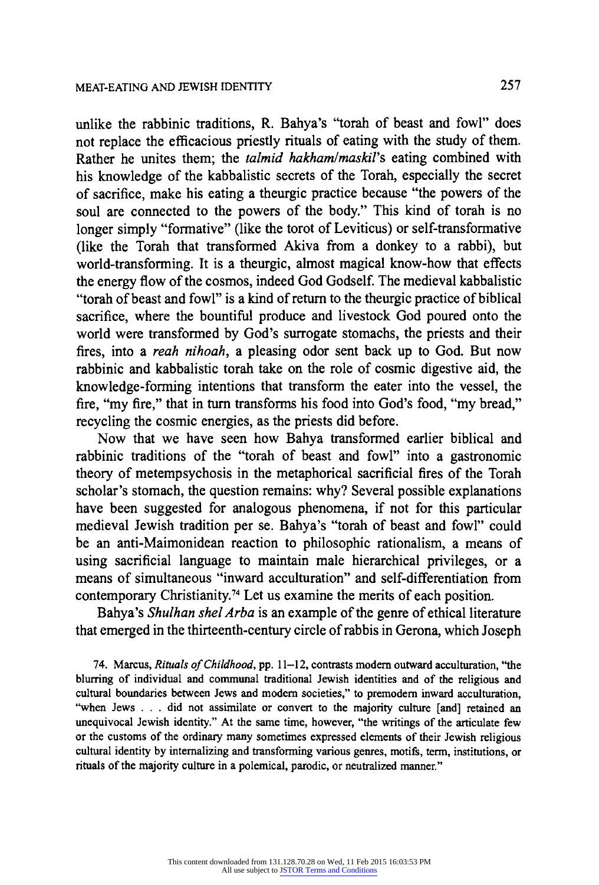unlike the rabbinic traditions, R. Bahya's "torah of beast and fowl" does not replace the efficacious priestly rituals of eating with the study of them. Rather he unites them; the *talmid hakham/maskil*'s eating combined with his knowledge of the kabbalistic secrets of the Torah, especially the secret of sacrifice, make his eating a theurgic practice because "the powers of the soul are connected to the powers of the body." This kind of torah is no longer simply "formative" (like the torot of Leviticus) or self-transformative (like the Torah that transformed Akiva from a donkey to a rabbi), but world-transforming. It is a theurgic, almost magical know-how that effects the energy flow of the cosmos, indeed God Godself. The medieval kabbalistic "torah of beast and fowl" is a kind of return to the theurgic practice of biblical sacrifice, where the bountiful produce and livestock God poured onto the world were transformed by God's surrogate stomachs, the priests and their fires, into a *reah nihoah*, a pleasing odor sent back up to God. But now rabbinic and kabbalistic torah take on the role of cosmic digestive aid, the knowledge-forming intentions that transform the eater into the vessel, the fire, "my fire," that in turn transforms his food into God's food, "my bread," recycling the cosmic energies, as the priests did before.

Now that we have seen how Bahya transformed earlier biblical and rabbinic traditions of the "torah of beast and fowl" into a gastronomic theory of metempsychosis in the metaphorical sacrificial fires of the Torah scholar's stomach, the question remains: why? Several possible explanations have been suggested for analogous phenomena, if not for this particular medieval Jewish tradition per se. Bahya's "torah of beast and fowl" could be an anti-Maimonidean reaction to philosophic rationalism, a means of using sacrificial language to maintain male hierarchical privileges, or a means of simultaneous "inward acculturation" and self-differentiation from contemporary Christianity.[74] Let us examine the merits of each position.

Bahya's *Shulhan shel Arba* is an example of the genre of ethical literature that emerged in the thirteenth-century circle of rabbis in Gerona, which Joseph

74. Marcus, *Rituals of Childhood*, pp. 11–12, contrasts modern outward acculturation, "the blurring of individual and communal traditional Jewish identities and of the religious and cultural boundaries between Jews and modern societies," to premodern inward acculturation, "when Jews . . . did not assimilate or convert to the majority culture [and] retained an unequivocal Jewish identity." At the same time, however, "the writings of the articulate few or the customs of the ordinary many sometimes expressed elements of their Jewish religious cultural identity by internalizing and transforming various genres, motifs, term, institutions, or rituals of the majority culture in a polemical, parodic, or neutralized manner."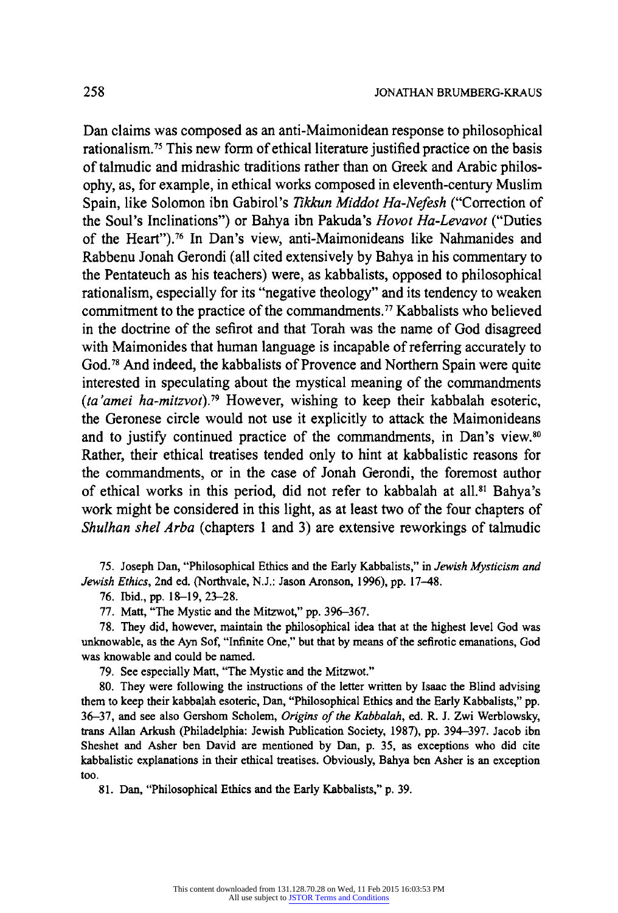Dan claims was composed as an anti-Maimonidean response to philosophical rationalism.[75] This new form of ethical literature justified practice on the basis of talmudic and midrashic traditions rather than on Greek and Arabic philosophy, as, for example, in ethical works composed in eleventh-century Muslim Spain, like Solomon ibn Gabirol's *Tikkun Middot Ha-Nefesh* ("Correction of the Soul's Inclinations") or Bahya ibn Pakuda's *Hovot Ha-Levavot* ("Duties of the Heart").[76] In Dan's view, anti-Maimonideans like Nahmanides and Rabbenu Jonah Gerondi (all cited extensively by Bahya in his commentary to the Pentateuch as his teachers) were, as kabbalists, opposed to philosophical rationalism, especially for its "negative theology" and its tendency to weaken commitment to the practice of the commandments.[77] Kabbalists who believed in the doctrine of the sefirot and that Torah was the name of God disagreed with Maimonides that human language is incapable of referring accurately to God.[78] And indeed, the kabbalists of Provence and Northern Spain were quite interested in speculating about the mystical meaning of the commandments (*ta'amei ha-mitzvot*).[79] However, wishing to keep their kabbalah esoteric, the Geronese circle would not use it explicitly to attack the Maimonideans and to justify continued practice of the commandments, in Dan's view.[80] Rather, their ethical treatises tended only to hint at kabbalistic reasons for the commandments, or in the case of Jonah Gerondi, the foremost author of ethical works in this period, did not refer to kabbalah at all.[81] Bahya's work might be considered in this light, as at least two of the four chapters of *Shulhan shel Arba* (chapters 1 and 3) are extensive reworkings of talmudic

75. Joseph Dan, "Philosophical Ethics and the Early Kabbalists," in *Jewish Mysticism and Jewish Ethics*, 2nd ed. (Northvale, N.J.: Jason Aronson, 1996), pp. 17–48.

76. Ibid., pp. 18–19, 23–28.

77. Matt, "The Mystic and the Mitzwot," pp. 396–367.

78. They did, however, maintain the philosophical idea that at the highest level God was unknowable, as the Ayn Sof, "Infinite One," but that by means of the sefirotic emanations, God was knowable and could be named.

79. See especially Matt, "The Mystic and the Mitzwot."

80. They were following the instructions of the letter written by Isaac the Blind advising them to keep their kabbalah esoteric, Dan, "Philosophical Ethics and the Early Kabbalists," pp. 36–37, and see also Gershom Scholem, *Origins of the Kabbalah*, ed. R. J. Zwi Werblowsky, trans Allan Arkush (Philadelphia: Jewish Publication Society, 1987), pp. 394–397. Jacob ibn Sheshet and Asher ben David are mentioned by Dan, p. 35, as exceptions who did cite kabbalistic explanations in their ethical treatises. Obviously, Bahya ben Asher is an exception too.

81. Dan, "Philosophical Ethics and the Early Kabbalists," p. 39.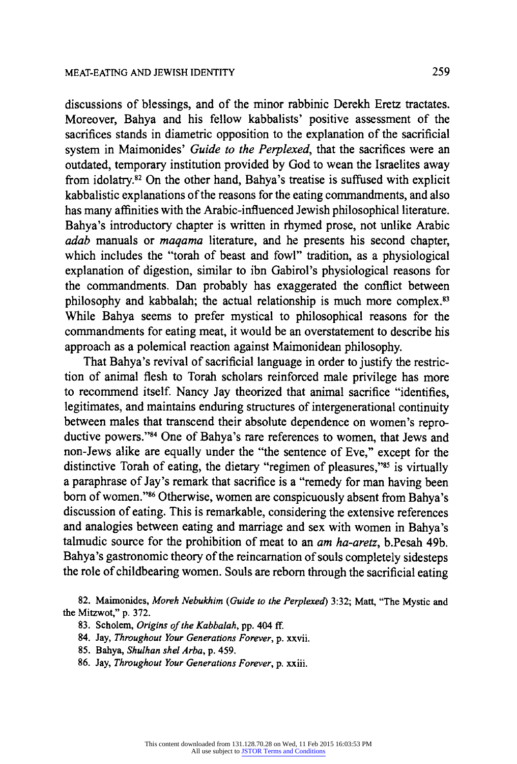discussions of blessings, and of the minor rabbinic Derekh Eretz tractates. Moreover, Bahya and his fellow kabbalists' positive assessment of the sacrifices stands in diametric opposition to the explanation of the sacrificial system in Maimonides' *Guide to the Perplexed*, that the sacrifices were an outdated, temporary institution provided by God to wean the Israelites away from idolatry.[82] On the other hand, Bahya's treatise is suffused with explicit kabbalistic explanations of the reasons for the eating commandments, and also has many affinities with the Arabic-influenced Jewish philosophical literature. Bahya's introductory chapter is written in rhymed prose, not unlike Arabic *adab* manuals or *maqama* literature, and he presents his second chapter, which includes the "torah of beast and fowl" tradition, as a physiological explanation of digestion, similar to ibn Gabirol's physiological reasons for the commandments. Dan probably has exaggerated the conflict between philosophy and kabbalah; the actual relationship is much more complex.[83] While Bahya seems to prefer mystical to philosophical reasons for the commandments for eating meat, it would be an overstatement to describe his approach as a polemical reaction against Maimonidean philosophy.

That Bahya's revival of sacrificial language in order to justify the restriction of animal flesh to Torah scholars reinforced male privilege has more to recommend itself. Nancy Jay theorized that animal sacrifice "identifies, legitimates, and maintains enduring structures of intergenerational continuity between males that transcend their absolute dependence on women's reproductive powers."[84] One of Bahya's rare references to women, that Jews and non-Jews alike are equally under the "the sentence of Eve," except for the distinctive Torah of eating, the dietary "regimen of pleasures,"[85] is virtually a paraphrase of Jay's remark that sacrifice is a "remedy for man having been born of women."[86] Otherwise, women are conspicuously absent from Bahya's discussion of eating. This is remarkable, considering the extensive references and analogies between eating and marriage and sex with women in Bahya's talmudic source for the prohibition of meat to an *am ha-aretz*, b.Pesah 49b. Bahya's gastronomic theory of the reincarnation of souls completely sidesteps the role of childbearing women. Souls are reborn through the sacrificial eating

82. Maimonides, *Moreh Nebukhim* (*Guide to the Perplexed*) 3:32; Matt, "The Mystic and the Mitzwot," p. 372.

83. Scholem, *Origins of the Kabbalah*, pp. 404 ff.

84. Jay, *Throughout Your Generations Forever*, p. xxvii.

85. Bahya, *Shulhan shel Arba*, p. 459.

86. Jay, *Throughout Your Generations Forever*, p. xxiii.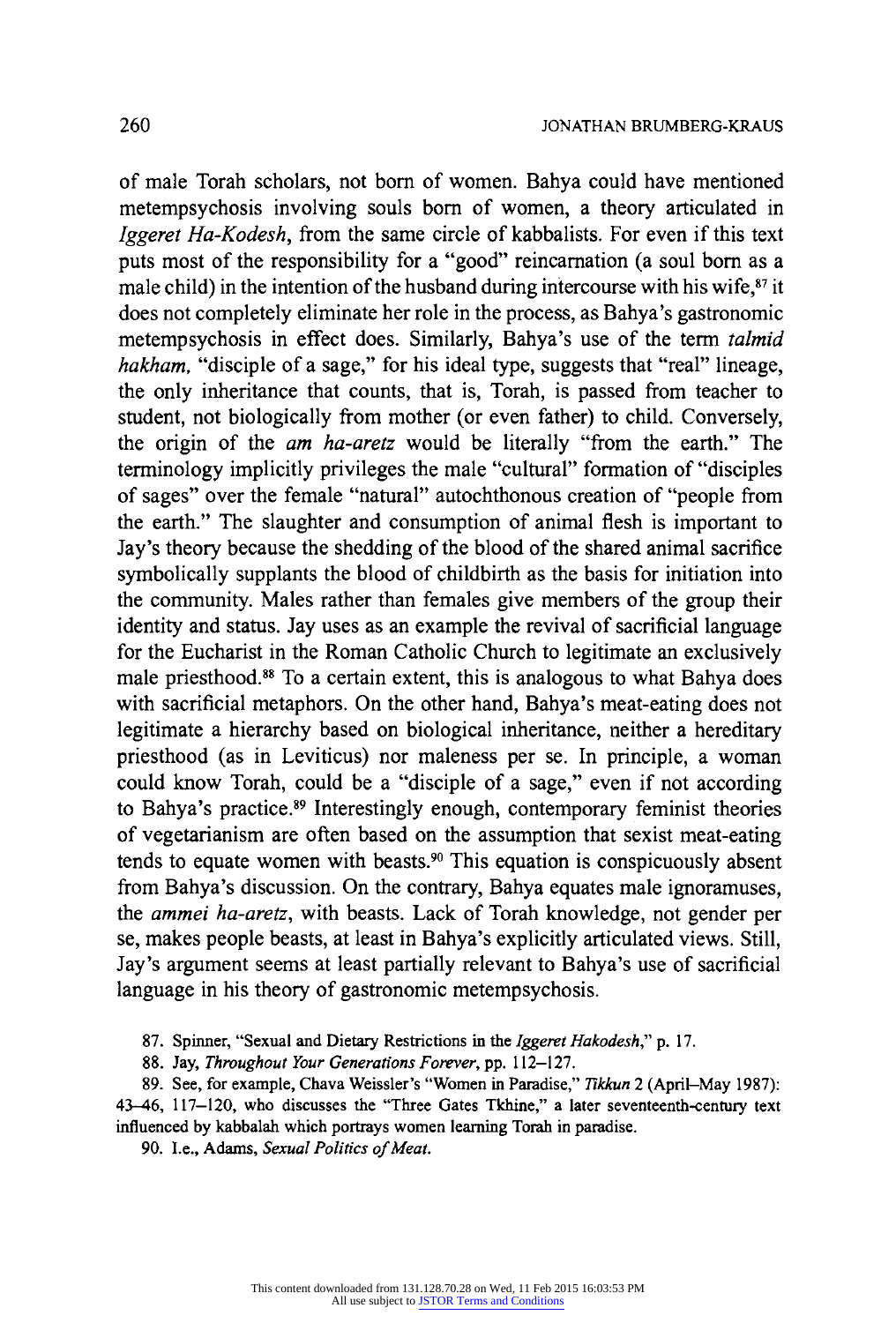of male Torah scholars, not born of women. Bahya could have mentioned metempsychosis involving souls born of women, a theory articulated in *Iggeret Ha-Kodesh*, from the same circle of kabbalists. For even if this text puts most of the responsibility for a "good" reincarnation (a soul born as a male child) in the intention of the husband during intercourse with his wife,[87] it does not completely eliminate her role in the process, as Bahya's gastronomic metempsychosis in effect does. Similarly, Bahya's use of the term *talmid hakham*, "disciple of a sage," for his ideal type, suggests that "real" lineage, the only inheritance that counts, that is, Torah, is passed from teacher to student, not biologically from mother (or even father) to child. Conversely, the origin of the *am ha-aretz* would be literally "from the earth." The terminology implicitly privileges the male "cultural" formation of "disciples of sages" over the female "natural" autochthonous creation of "people from the earth." The slaughter and consumption of animal flesh is important to Jay's theory because the shedding of the blood of the shared animal sacrifice symbolically supplants the blood of childbirth as the basis for initiation into the community. Males rather than females give members of the group their identity and status. Jay uses as an example the revival of sacrificial language for the Eucharist in the Roman Catholic Church to legitimate an exclusively male priesthood.[88] To a certain extent, this is analogous to what Bahya does with sacrificial metaphors. On the other hand, Bahya's meat-eating does not legitimate a hierarchy based on biological inheritance, neither a hereditary priesthood (as in Leviticus) nor maleness per se. In principle, a woman could know Torah, could be a "disciple of a sage," even if not according to Bahya's practice.[89] Interestingly enough, contemporary feminist theories of vegetarianism are often based on the assumption that sexist meat-eating tends to equate women with beasts.[90] This equation is conspicuously absent from Bahya's discussion. On the contrary, Bahya equates male ignoramuses, the *ammei ha-aretz*, with beasts. Lack of Torah knowledge, not gender per se, makes people beasts, at least in Bahya's explicitly articulated views. Still, Jay's argument seems at least partially relevant to Bahya's use of sacrificial language in his theory of gastronomic metempsychosis.

87. Spinner, "Sexual and Dietary Restrictions in the *Iggeret Hakodesh*," p. 17.

88. Jay, *Throughout Your Generations Forever*, pp. 112–127.

89. See, for example, Chava Weissler's "Women in Paradise," *Tikkun* 2 (April–May 1987): 43–46, 117–120, who discusses the "Three Gates Tkhine," a later seventeenth-century text influenced by kabbalah which portrays women learning Torah in paradise.

90. I.e., Adams, *Sexual Politics of Meat*.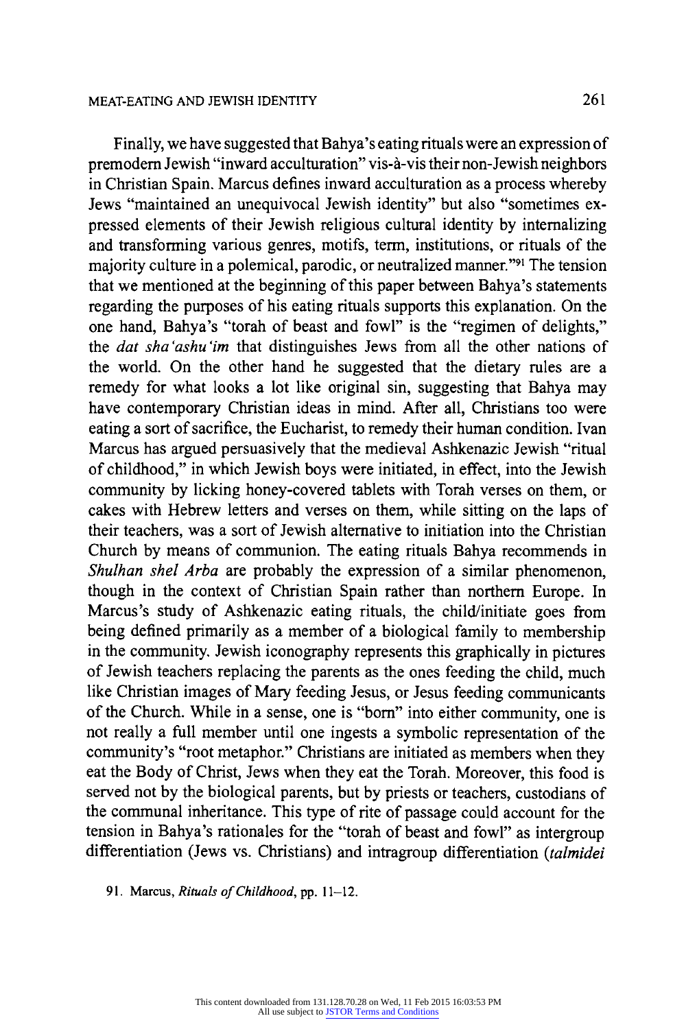Finally, we have suggested that Bahya's eating rituals were an expression of premodern Jewish "inward acculturation" vis-à-vis their non-Jewish neighbors in Christian Spain. Marcus defines inward acculturation as a process whereby Jews "maintained an unequivocal Jewish identity" but also "sometimes expressed elements of their Jewish religious cultural identity by internalizing and transforming various genres, motifs, term, institutions, or rituals of the majority culture in a polemical, parodic, or neutralized manner."[91] The tension that we mentioned at the beginning of this paper between Bahya's statements regarding the purposes of his eating rituals supports this explanation. On the one hand, Bahya's "torah of beast and fowl" is the "regimen of delights," the *dat sha'ashu'im* that distinguishes Jews from all the other nations of the world. On the other hand he suggested that the dietary rules are a remedy for what looks a lot like original sin, suggesting that Bahya may have contemporary Christian ideas in mind. After all, Christians too were eating a sort of sacrifice, the Eucharist, to remedy their human condition. Ivan Marcus has argued persuasively that the medieval Ashkenazic Jewish "ritual of childhood," in which Jewish boys were initiated, in effect, into the Jewish community by licking honey-covered tablets with Torah verses on them, or cakes with Hebrew letters and verses on them, while sitting on the laps of their teachers, was a sort of Jewish alternative to initiation into the Christian Church by means of communion. The eating rituals Bahya recommends in *Shulhan shel Arba* are probably the expression of a similar phenomenon, though in the context of Christian Spain rather than northern Europe. In Marcus's study of Ashkenazic eating rituals, the child/initiate goes from being defined primarily as a member of a biological family to membership in the community. Jewish iconography represents this graphically in pictures of Jewish teachers replacing the parents as the ones feeding the child, much like Christian images of Mary feeding Jesus, or Jesus feeding communicants of the Church. While in a sense, one is "born" into either community, one is not really a full member until one ingests a symbolic representation of the community's "root metaphor." Christians are initiated as members when they eat the Body of Christ, Jews when they eat the Torah. Moreover, this food is served not by the biological parents, but by priests or teachers, custodians of the communal inheritance. This type of rite of passage could account for the tension in Bahya's rationales for the "torah of beast and fowl" as intergroup differentiation (Jews vs. Christians) and intragroup differentiation (*talmidei*

91. Marcus, *Rituals of Childhood*, pp. 11–12.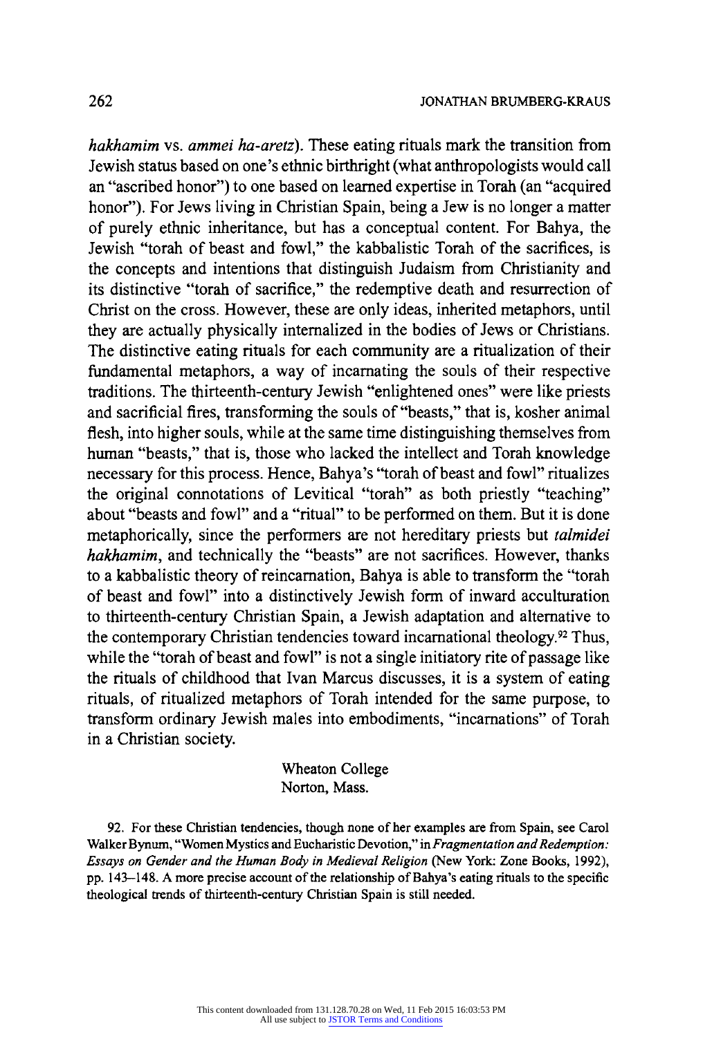*hakhamim* vs. *ammei ha-aretz*). These eating rituals mark the transition from Jewish status based on one's ethnic birthright (what anthropologists would call an "ascribed honor") to one based on learned expertise in Torah (an "acquired honor"). For Jews living in Christian Spain, being a Jew is no longer a matter of purely ethnic inheritance, but has a conceptual content. For Bahya, the Jewish "torah of beast and fowl," the kabbalistic Torah of the sacrifices, is the concepts and intentions that distinguish Judaism from Christianity and its distinctive "torah of sacrifice," the redemptive death and resurrection of Christ on the cross. However, these are only ideas, inherited metaphors, until they are actually physically internalized in the bodies of Jews or Christians. The distinctive eating rituals for each community are a ritualization of their fundamental metaphors, a way of incarnating the souls of their respective traditions. The thirteenth-century Jewish "enlightened ones" were like priests and sacrificial fires, transforming the souls of "beasts," that is, kosher animal flesh, into higher souls, while at the same time distinguishing themselves from human "beasts," that is, those who lacked the intellect and Torah knowledge necessary for this process. Hence, Bahya's "torah of beast and fowl" ritualizes the original connotations of Levitical "torah" as both priestly "teaching" about "beasts and fowl" and a "ritual" to be performed on them. But it is done metaphorically, since the performers are not hereditary priests but *talmidei hakhamim*, and technically the "beasts" are not sacrifices. However, thanks to a kabbalistic theory of reincarnation, Bahya is able to transform the "torah of beast and fowl" into a distinctively Jewish form of inward acculturation to thirteenth-century Christian Spain, a Jewish adaptation and alternative to the contemporary Christian tendencies toward incarnational theology.[92] Thus, while the "torah of beast and fowl" is not a single initiatory rite of passage like the rituals of childhood that Ivan Marcus discusses, it is a system of eating rituals, of ritualized metaphors of Torah intended for the same purpose, to transform ordinary Jewish males into embodiments, "incarnations" of Torah in a Christian society.

Wheaton College
Norton, Mass.

92. For these Christian tendencies, though none of her examples are from Spain, see Carol Walker Bynum, "Women Mystics and Eucharistic Devotion," in *Fragmentation and Redemption: Essays on Gender and the Human Body in Medieval Religion* (New York: Zone Books, 1992), pp. 143–148. A more precise account of the relationship of Bahya's eating rituals to the specific theological trends of thirteenth-century Christian Spain is still needed.